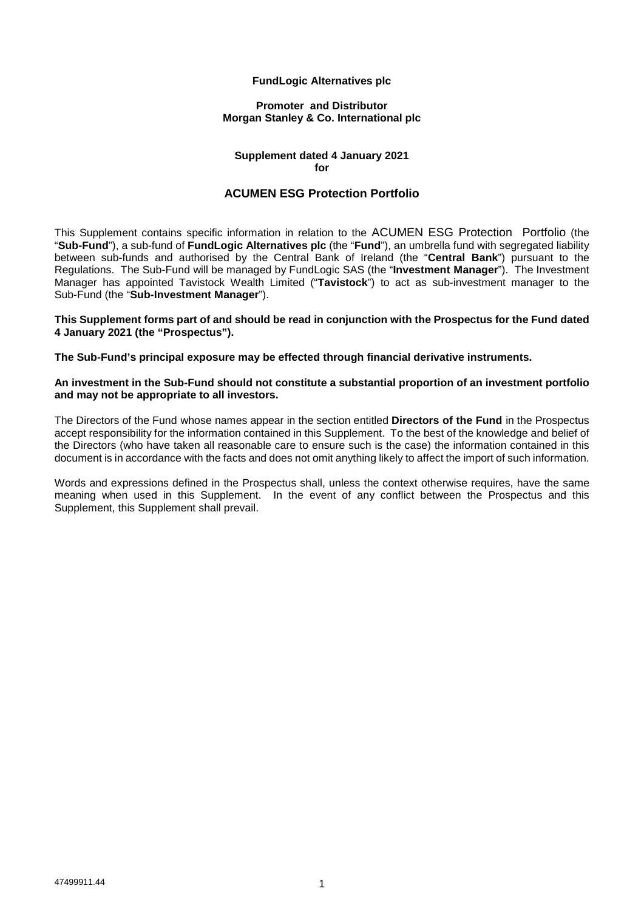**FundLogic Alternatives plc**

**Promoter and Distributor**
**Morgan Stanley & Co. International plc**

**Supplement dated 4 January 2021**
**for**

## ACUMEN ESG Protection Portfolio

This Supplement contains specific information in relation to the ACUMEN ESG Protection Portfolio (the "**Sub-Fund**"), a sub-fund of **FundLogic Alternatives plc** (the "**Fund**"), an umbrella fund with segregated liability between sub-funds and authorised by the Central Bank of Ireland (the "**Central Bank**") pursuant to the Regulations. The Sub-Fund will be managed by FundLogic SAS (the "**Investment Manager**"). The Investment Manager has appointed Tavistock Wealth Limited ("**Tavistock**") to act as sub-investment manager to the Sub-Fund (the "**Sub-Investment Manager**").

**This Supplement forms part of and should be read in conjunction with the Prospectus for the Fund dated 4 January 2021 (the "Prospectus").**

**The Sub-Fund's principal exposure may be effected through financial derivative instruments.**

**An investment in the Sub-Fund should not constitute a substantial proportion of an investment portfolio and may not be appropriate to all investors.**

The Directors of the Fund whose names appear in the section entitled **Directors of the Fund** in the Prospectus accept responsibility for the information contained in this Supplement. To the best of the knowledge and belief of the Directors (who have taken all reasonable care to ensure such is the case) the information contained in this document is in accordance with the facts and does not omit anything likely to affect the import of such information.

Words and expressions defined in the Prospectus shall, unless the context otherwise requires, have the same meaning when used in this Supplement. In the event of any conflict between the Prospectus and this Supplement, this Supplement shall prevail.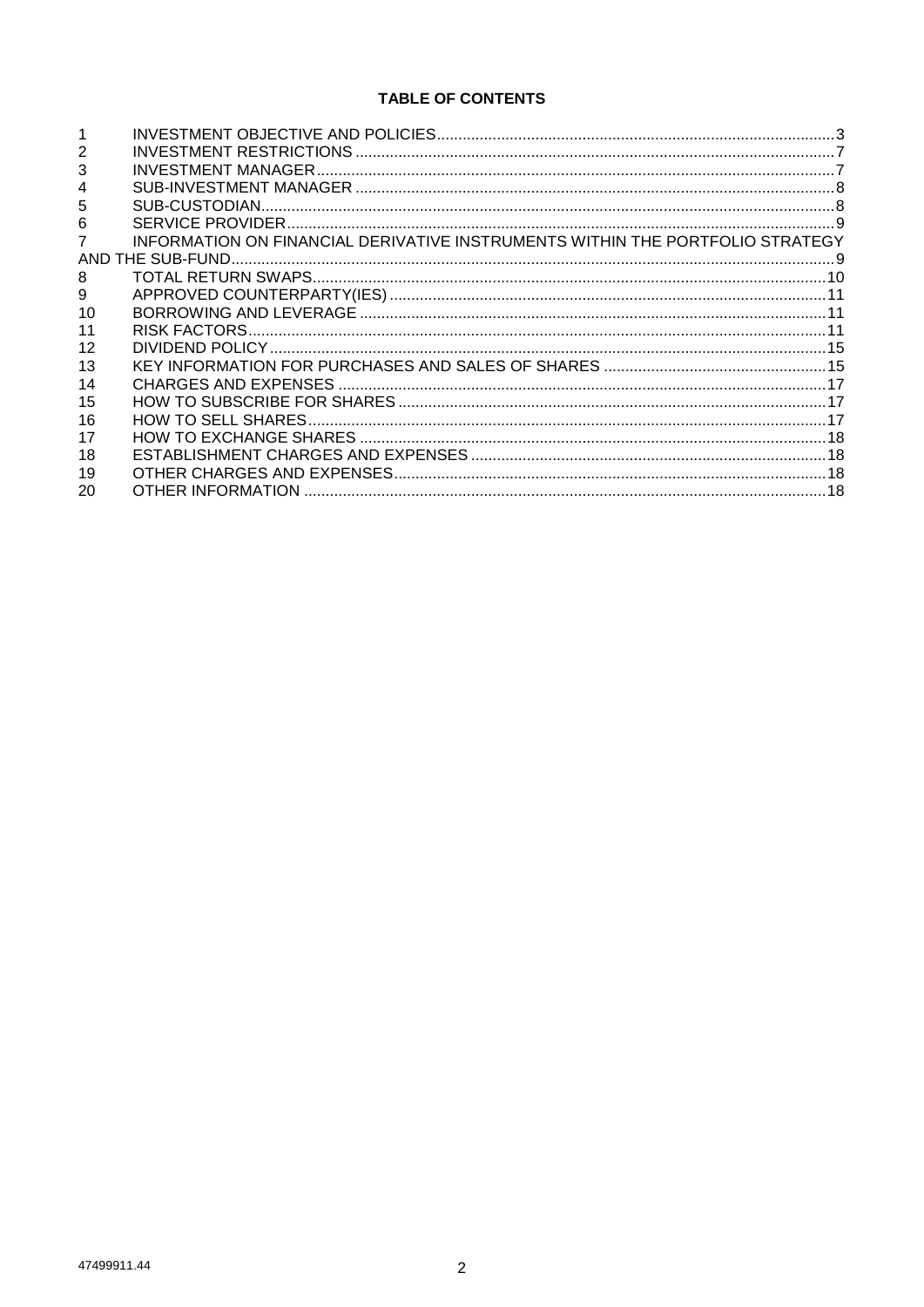# TABLE OF CONTENTS

| | | |
|---|---|---|
| 1 | INVESTMENT OBJECTIVE AND POLICIES | 3 |
| 2 | INVESTMENT RESTRICTIONS | 7 |
| 3 | INVESTMENT MANAGER | 7 |
| 4 | SUB-INVESTMENT MANAGER | 8 |
| 5 | SUB-CUSTODIAN | 8 |
| 6 | SERVICE PROVIDER | 9 |
| 7 | INFORMATION ON FINANCIAL DERIVATIVE INSTRUMENTS WITHIN THE PORTFOLIO STRATEGY AND THE SUB-FUND | 9 |
| 8 | TOTAL RETURN SWAPS | 10 |
| 9 | APPROVED COUNTERPARTY(IES) | 11 |
| 10 | BORROWING AND LEVERAGE | 11 |
| 11 | RISK FACTORS | 11 |
| 12 | DIVIDEND POLICY | 15 |
| 13 | KEY INFORMATION FOR PURCHASES AND SALES OF SHARES | 15 |
| 14 | CHARGES AND EXPENSES | 17 |
| 15 | HOW TO SUBSCRIBE FOR SHARES | 17 |
| 16 | HOW TO SELL SHARES | 17 |
| 17 | HOW TO EXCHANGE SHARES | 18 |
| 18 | ESTABLISHMENT CHARGES AND EXPENSES | 18 |
| 19 | OTHER CHARGES AND EXPENSES | 18 |
| 20 | OTHER INFORMATION | 18 |

47499911.44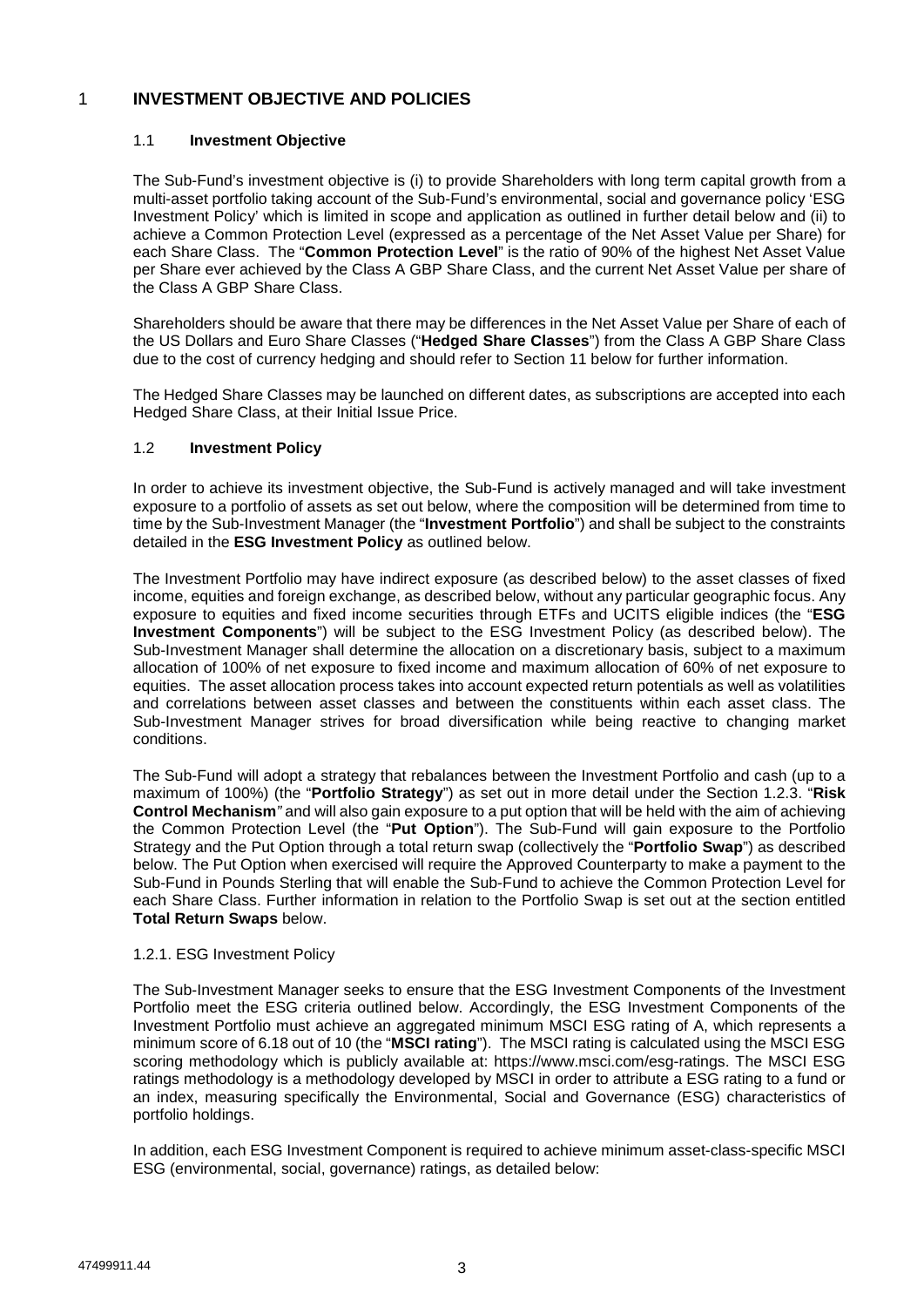# 1 INVESTMENT OBJECTIVE AND POLICIES

## 1.1 Investment Objective

The Sub-Fund's investment objective is (i) to provide Shareholders with long term capital growth from a multi-asset portfolio taking account of the Sub-Fund's environmental, social and governance policy 'ESG Investment Policy' which is limited in scope and application as outlined in further detail below and (ii) to achieve a Common Protection Level (expressed as a percentage of the Net Asset Value per Share) for each Share Class. The "**Common Protection Level**" is the ratio of 90% of the highest Net Asset Value per Share ever achieved by the Class A GBP Share Class, and the current Net Asset Value per share of the Class A GBP Share Class.

Shareholders should be aware that there may be differences in the Net Asset Value per Share of each of the US Dollars and Euro Share Classes ("**Hedged Share Classes**") from the Class A GBP Share Class due to the cost of currency hedging and should refer to Section 11 below for further information.

The Hedged Share Classes may be launched on different dates, as subscriptions are accepted into each Hedged Share Class, at their Initial Issue Price.

## 1.2 Investment Policy

In order to achieve its investment objective, the Sub-Fund is actively managed and will take investment exposure to a portfolio of assets as set out below, where the composition will be determined from time to time by the Sub-Investment Manager (the "**Investment Portfolio**") and shall be subject to the constraints detailed in the **ESG Investment Policy** as outlined below.

The Investment Portfolio may have indirect exposure (as described below) to the asset classes of fixed income, equities and foreign exchange, as described below, without any particular geographic focus. Any exposure to equities and fixed income securities through ETFs and UCITS eligible indices (the "**ESG Investment Components**") will be subject to the ESG Investment Policy (as described below). The Sub-Investment Manager shall determine the allocation on a discretionary basis, subject to a maximum allocation of 100% of net exposure to fixed income and maximum allocation of 60% of net exposure to equities. The asset allocation process takes into account expected return potentials as well as volatilities and correlations between asset classes and between the constituents within each asset class. The Sub-Investment Manager strives for broad diversification while being reactive to changing market conditions.

The Sub-Fund will adopt a strategy that rebalances between the Investment Portfolio and cash (up to a maximum of 100%) (the "**Portfolio Strategy**") as set out in more detail under the Section 1.2.3. "**Risk Control Mechanism**" and will also gain exposure to a put option that will be held with the aim of achieving the Common Protection Level (the "**Put Option**"). The Sub-Fund will gain exposure to the Portfolio Strategy and the Put Option through a total return swap (collectively the "**Portfolio Swap**") as described below. The Put Option when exercised will require the Approved Counterparty to make a payment to the Sub-Fund in Pounds Sterling that will enable the Sub-Fund to achieve the Common Protection Level for each Share Class. Further information in relation to the Portfolio Swap is set out at the section entitled **Total Return Swaps** below.

### 1.2.1. ESG Investment Policy

The Sub-Investment Manager seeks to ensure that the ESG Investment Components of the Investment Portfolio meet the ESG criteria outlined below. Accordingly, the ESG Investment Components of the Investment Portfolio must achieve an aggregated minimum MSCI ESG rating of A, which represents a minimum score of 6.18 out of 10 (the "**MSCI rating**"). The MSCI rating is calculated using the MSCI ESG scoring methodology which is publicly available at: https://www.msci.com/esg-ratings. The MSCI ESG ratings methodology is a methodology developed by MSCI in order to attribute a ESG rating to a fund or an index, measuring specifically the Environmental, Social and Governance (ESG) characteristics of portfolio holdings.

In addition, each ESG Investment Component is required to achieve minimum asset-class-specific MSCI ESG (environmental, social, governance) ratings, as detailed below: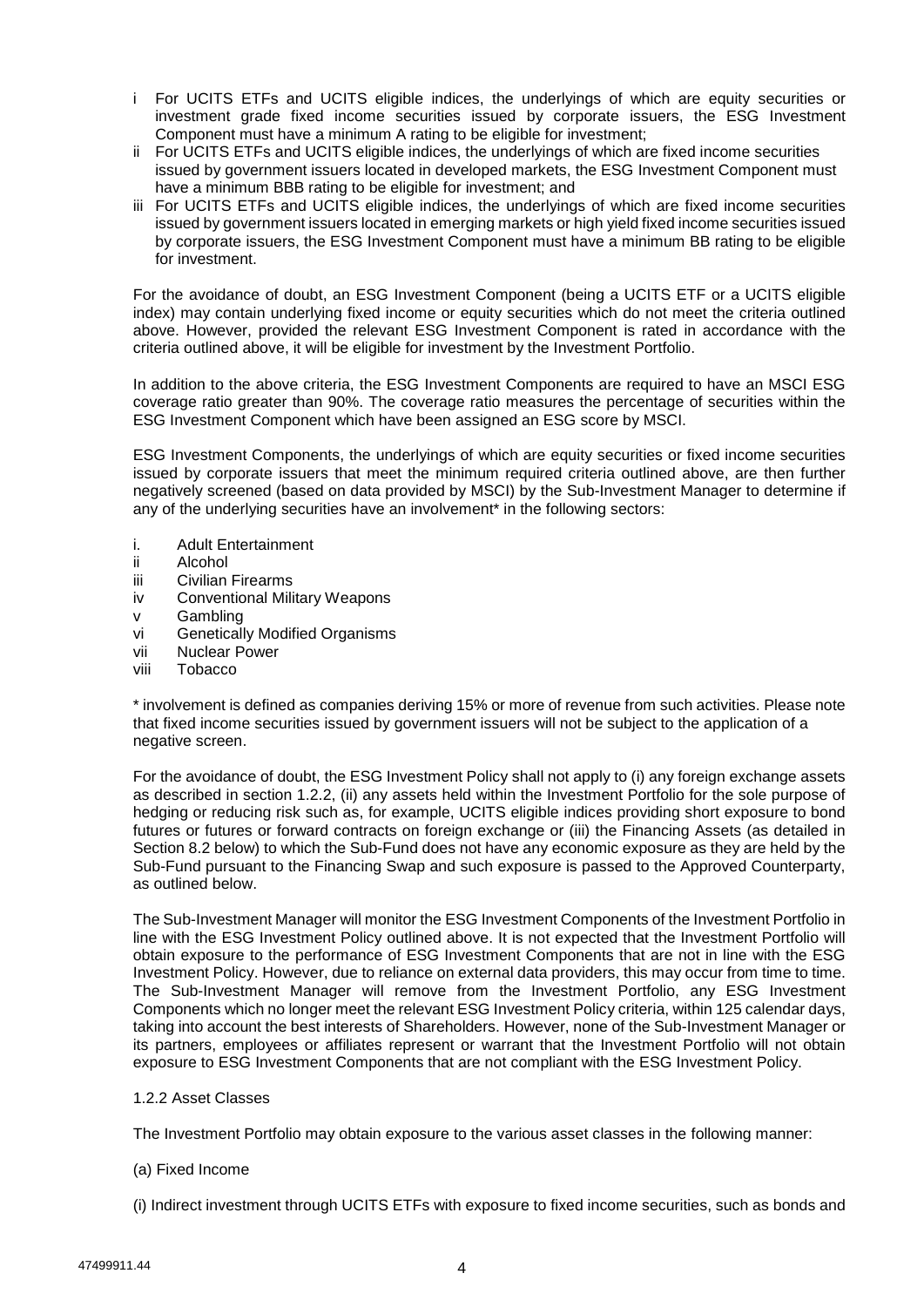i For UCITS ETFs and UCITS eligible indices, the underlyings of which are equity securities or investment grade fixed income securities issued by corporate issuers, the ESG Investment Component must have a minimum A rating to be eligible for investment;

ii For UCITS ETFs and UCITS eligible indices, the underlyings of which are fixed income securities issued by government issuers located in developed markets, the ESG Investment Component must have a minimum BBB rating to be eligible for investment; and

iii For UCITS ETFs and UCITS eligible indices, the underlyings of which are fixed income securities issued by government issuers located in emerging markets or high yield fixed income securities issued by corporate issuers, the ESG Investment Component must have a minimum BB rating to be eligible for investment.

For the avoidance of doubt, an ESG Investment Component (being a UCITS ETF or a UCITS eligible index) may contain underlying fixed income or equity securities which do not meet the criteria outlined above. However, provided the relevant ESG Investment Component is rated in accordance with the criteria outlined above, it will be eligible for investment by the Investment Portfolio.

In addition to the above criteria, the ESG Investment Components are required to have an MSCI ESG coverage ratio greater than 90%. The coverage ratio measures the percentage of securities within the ESG Investment Component which have been assigned an ESG score by MSCI.

ESG Investment Components, the underlyings of which are equity securities or fixed income securities issued by corporate issuers that meet the minimum required criteria outlined above, are then further negatively screened (based on data provided by MSCI) by the Sub-Investment Manager to determine if any of the underlying securities have an involvement* in the following sectors:

i. Adult Entertainment
ii Alcohol
iii Civilian Firearms
iv Conventional Military Weapons
v Gambling
vi Genetically Modified Organisms
vii Nuclear Power
viii Tobacco

* involvement is defined as companies deriving 15% or more of revenue from such activities. Please note that fixed income securities issued by government issuers will not be subject to the application of a negative screen.

For the avoidance of doubt, the ESG Investment Policy shall not apply to (i) any foreign exchange assets as described in section 1.2.2, (ii) any assets held within the Investment Portfolio for the sole purpose of hedging or reducing risk such as, for example, UCITS eligible indices providing short exposure to bond futures or futures or forward contracts on foreign exchange or (iii) the Financing Assets (as detailed in Section 8.2 below) to which the Sub-Fund does not have any economic exposure as they are held by the Sub-Fund pursuant to the Financing Swap and such exposure is passed to the Approved Counterparty, as outlined below.

The Sub-Investment Manager will monitor the ESG Investment Components of the Investment Portfolio in line with the ESG Investment Policy outlined above. It is not expected that the Investment Portfolio will obtain exposure to the performance of ESG Investment Components that are not in line with the ESG Investment Policy. However, due to reliance on external data providers, this may occur from time to time. The Sub-Investment Manager will remove from the Investment Portfolio, any ESG Investment Components which no longer meet the relevant ESG Investment Policy criteria, within 125 calendar days, taking into account the best interests of Shareholders. However, none of the Sub-Investment Manager or its partners, employees or affiliates represent or warrant that the Investment Portfolio will not obtain exposure to ESG Investment Components that are not compliant with the ESG Investment Policy.

1.2.2 Asset Classes

The Investment Portfolio may obtain exposure to the various asset classes in the following manner:

(a) Fixed Income

(i) Indirect investment through UCITS ETFs with exposure to fixed income securities, such as bonds and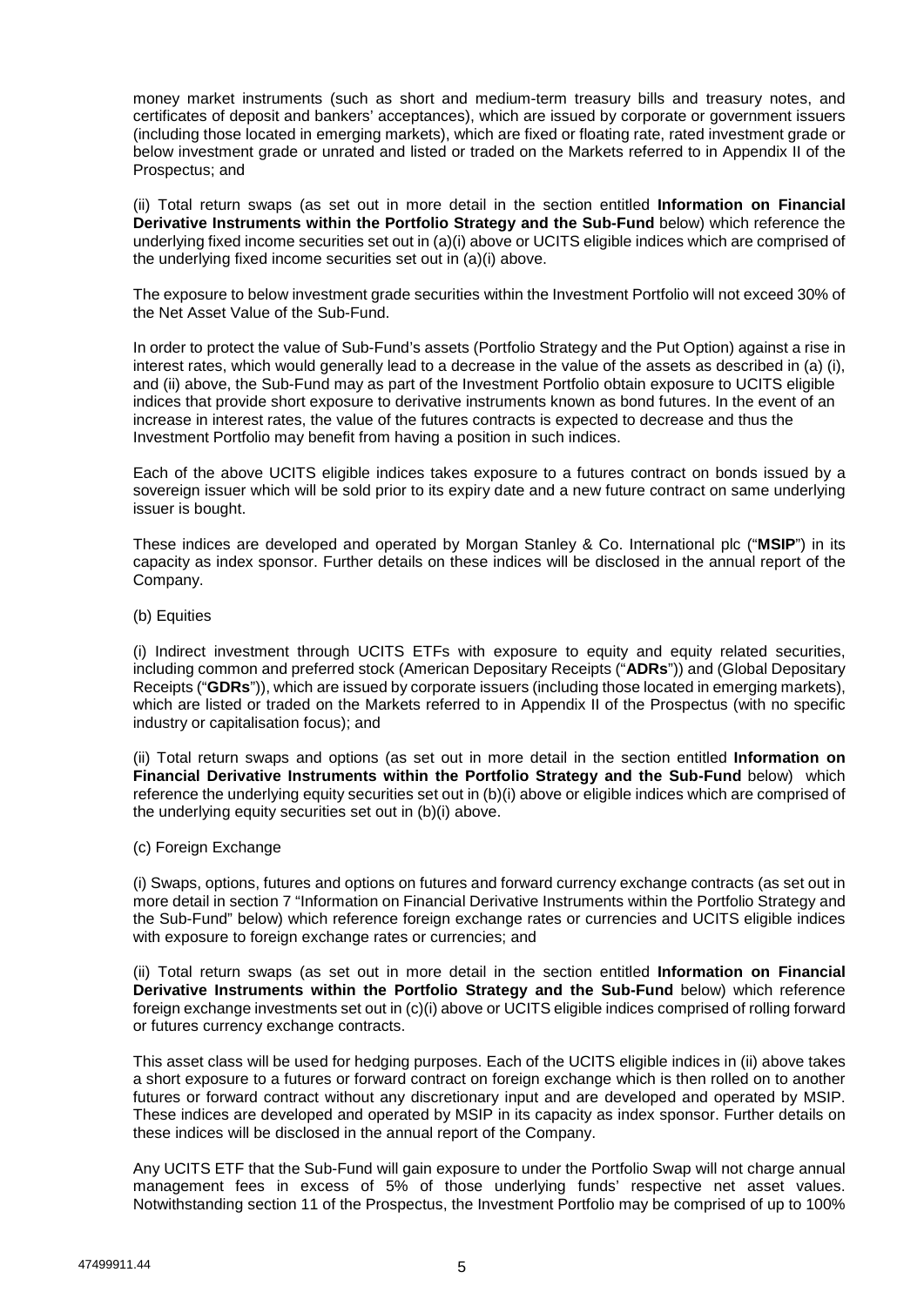money market instruments (such as short and medium-term treasury bills and treasury notes, and certificates of deposit and bankers' acceptances), which are issued by corporate or government issuers (including those located in emerging markets), which are fixed or floating rate, rated investment grade or below investment grade or unrated and listed or traded on the Markets referred to in Appendix II of the Prospectus; and

(ii) Total return swaps (as set out in more detail in the section entitled **Information on Financial Derivative Instruments within the Portfolio Strategy and the Sub-Fund** below) which reference the underlying fixed income securities set out in (a)(i) above or UCITS eligible indices which are comprised of the underlying fixed income securities set out in (a)(i) above.

The exposure to below investment grade securities within the Investment Portfolio will not exceed 30% of the Net Asset Value of the Sub-Fund.

In order to protect the value of Sub-Fund's assets (Portfolio Strategy and the Put Option) against a rise in interest rates, which would generally lead to a decrease in the value of the assets as described in (a) (i), and (ii) above, the Sub-Fund may as part of the Investment Portfolio obtain exposure to UCITS eligible indices that provide short exposure to derivative instruments known as bond futures. In the event of an increase in interest rates, the value of the futures contracts is expected to decrease and thus the Investment Portfolio may benefit from having a position in such indices.

Each of the above UCITS eligible indices takes exposure to a futures contract on bonds issued by a sovereign issuer which will be sold prior to its expiry date and a new future contract on same underlying issuer is bought.

These indices are developed and operated by Morgan Stanley & Co. International plc ("**MSIP**") in its capacity as index sponsor. Further details on these indices will be disclosed in the annual report of the Company.

(b) Equities

(i) Indirect investment through UCITS ETFs with exposure to equity and equity related securities, including common and preferred stock (American Depositary Receipts ("**ADRs**")) and (Global Depositary Receipts ("**GDRs**")), which are issued by corporate issuers (including those located in emerging markets), which are listed or traded on the Markets referred to in Appendix II of the Prospectus (with no specific industry or capitalisation focus); and

(ii) Total return swaps and options (as set out in more detail in the section entitled **Information on Financial Derivative Instruments within the Portfolio Strategy and the Sub-Fund** below) which reference the underlying equity securities set out in (b)(i) above or eligible indices which are comprised of the underlying equity securities set out in (b)(i) above.

(c) Foreign Exchange

(i) Swaps, options, futures and options on futures and forward currency exchange contracts (as set out in more detail in section 7 "Information on Financial Derivative Instruments within the Portfolio Strategy and the Sub-Fund" below) which reference foreign exchange rates or currencies and UCITS eligible indices with exposure to foreign exchange rates or currencies; and

(ii) Total return swaps (as set out in more detail in the section entitled **Information on Financial Derivative Instruments within the Portfolio Strategy and the Sub-Fund** below) which reference foreign exchange investments set out in (c)(i) above or UCITS eligible indices comprised of rolling forward or futures currency exchange contracts.

This asset class will be used for hedging purposes. Each of the UCITS eligible indices in (ii) above takes a short exposure to a futures or forward contract on foreign exchange which is then rolled on to another futures or forward contract without any discretionary input and are developed and operated by MSIP. These indices are developed and operated by MSIP in its capacity as index sponsor. Further details on these indices will be disclosed in the annual report of the Company.

Any UCITS ETF that the Sub-Fund will gain exposure to under the Portfolio Swap will not charge annual management fees in excess of 5% of those underlying funds' respective net asset values. Notwithstanding section 11 of the Prospectus, the Investment Portfolio may be comprised of up to 100%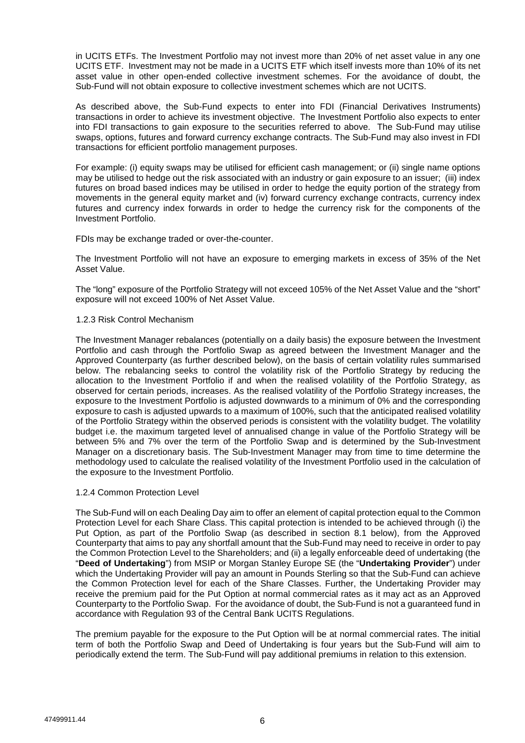in UCITS ETFs. The Investment Portfolio may not invest more than 20% of net asset value in any one UCITS ETF. Investment may not be made in a UCITS ETF which itself invests more than 10% of its net asset value in other open-ended collective investment schemes. For the avoidance of doubt, the Sub-Fund will not obtain exposure to collective investment schemes which are not UCITS.

As described above, the Sub-Fund expects to enter into FDI (Financial Derivatives Instruments) transactions in order to achieve its investment objective. The Investment Portfolio also expects to enter into FDI transactions to gain exposure to the securities referred to above. The Sub-Fund may utilise swaps, options, futures and forward currency exchange contracts. The Sub-Fund may also invest in FDI transactions for efficient portfolio management purposes.

For example: (i) equity swaps may be utilised for efficient cash management; or (ii) single name options may be utilised to hedge out the risk associated with an industry or gain exposure to an issuer; (iii) index futures on broad based indices may be utilised in order to hedge the equity portion of the strategy from movements in the general equity market and (iv) forward currency exchange contracts, currency index futures and currency index forwards in order to hedge the currency risk for the components of the Investment Portfolio.

FDIs may be exchange traded or over-the-counter.

The Investment Portfolio will not have an exposure to emerging markets in excess of 35% of the Net Asset Value.

The "long" exposure of the Portfolio Strategy will not exceed 105% of the Net Asset Value and the "short" exposure will not exceed 100% of Net Asset Value.

### 1.2.3 Risk Control Mechanism

The Investment Manager rebalances (potentially on a daily basis) the exposure between the Investment Portfolio and cash through the Portfolio Swap as agreed between the Investment Manager and the Approved Counterparty (as further described below), on the basis of certain volatility rules summarised below. The rebalancing seeks to control the volatility risk of the Portfolio Strategy by reducing the allocation to the Investment Portfolio if and when the realised volatility of the Portfolio Strategy, as observed for certain periods, increases. As the realised volatility of the Portfolio Strategy increases, the exposure to the Investment Portfolio is adjusted downwards to a minimum of 0% and the corresponding exposure to cash is adjusted upwards to a maximum of 100%, such that the anticipated realised volatility of the Portfolio Strategy within the observed periods is consistent with the volatility budget. The volatility budget i.e. the maximum targeted level of annualised change in value of the Portfolio Strategy will be between 5% and 7% over the term of the Portfolio Swap and is determined by the Sub-Investment Manager on a discretionary basis. The Sub-Investment Manager may from time to time determine the methodology used to calculate the realised volatility of the Investment Portfolio used in the calculation of the exposure to the Investment Portfolio.

### 1.2.4 Common Protection Level

The Sub-Fund will on each Dealing Day aim to offer an element of capital protection equal to the Common Protection Level for each Share Class. This capital protection is intended to be achieved through (i) the Put Option, as part of the Portfolio Swap (as described in section 8.1 below), from the Approved Counterparty that aims to pay any shortfall amount that the Sub-Fund may need to receive in order to pay the Common Protection Level to the Shareholders; and (ii) a legally enforceable deed of undertaking (the "**Deed of Undertaking**") from MSIP or Morgan Stanley Europe SE (the "**Undertaking Provider**") under which the Undertaking Provider will pay an amount in Pounds Sterling so that the Sub-Fund can achieve the Common Protection level for each of the Share Classes. Further, the Undertaking Provider may receive the premium paid for the Put Option at normal commercial rates as it may act as an Approved Counterparty to the Portfolio Swap. For the avoidance of doubt, the Sub-Fund is not a guaranteed fund in accordance with Regulation 93 of the Central Bank UCITS Regulations.

The premium payable for the exposure to the Put Option will be at normal commercial rates. The initial term of both the Portfolio Swap and Deed of Undertaking is four years but the Sub-Fund will aim to periodically extend the term. The Sub-Fund will pay additional premiums in relation to this extension.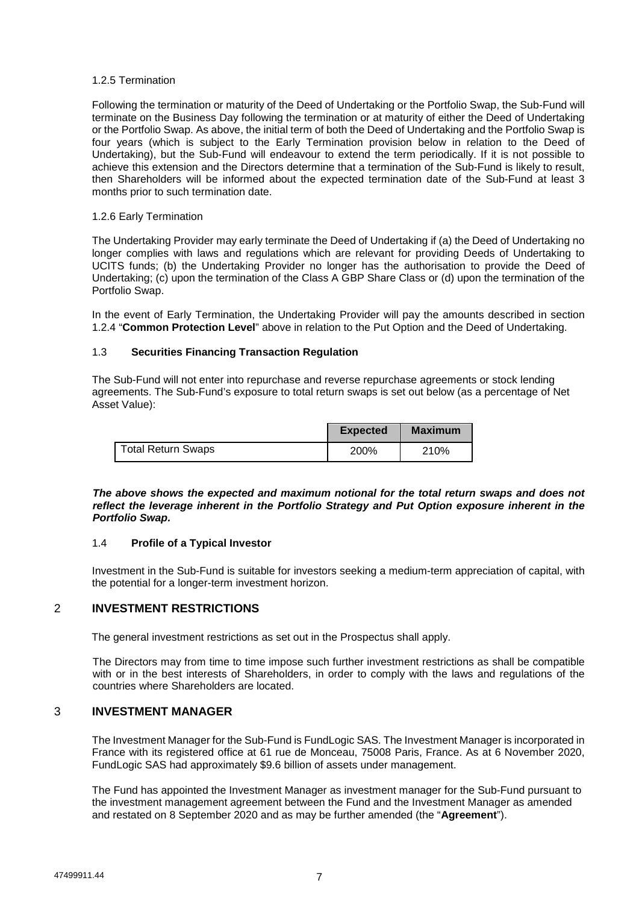#### 1.2.5 Termination

Following the termination or maturity of the Deed of Undertaking or the Portfolio Swap, the Sub-Fund will terminate on the Business Day following the termination or at maturity of either the Deed of Undertaking or the Portfolio Swap. As above, the initial term of both the Deed of Undertaking and the Portfolio Swap is four years (which is subject to the Early Termination provision below in relation to the Deed of Undertaking), but the Sub-Fund will endeavour to extend the term periodically. If it is not possible to achieve this extension and the Directors determine that a termination of the Sub-Fund is likely to result, then Shareholders will be informed about the expected termination date of the Sub-Fund at least 3 months prior to such termination date.

#### 1.2.6 Early Termination

The Undertaking Provider may early terminate the Deed of Undertaking if (a) the Deed of Undertaking no longer complies with laws and regulations which are relevant for providing Deeds of Undertaking to UCITS funds; (b) the Undertaking Provider no longer has the authorisation to provide the Deed of Undertaking; (c) upon the termination of the Class A GBP Share Class or (d) upon the termination of the Portfolio Swap.

In the event of Early Termination, the Undertaking Provider will pay the amounts described in section 1.2.4 "**Common Protection Level**" above in relation to the Put Option and the Deed of Undertaking.

### 1.3 Securities Financing Transaction Regulation

The Sub-Fund will not enter into repurchase and reverse repurchase agreements or stock lending agreements. The Sub-Fund's exposure to total return swaps is set out below (as a percentage of Net Asset Value):

| | Expected | Maximum |
|---|---|---|
| Total Return Swaps | 200% | 210% |

***The above shows the expected and maximum notional for the total return swaps and does not reflect the leverage inherent in the Portfolio Strategy and Put Option exposure inherent in the Portfolio Swap.***

### 1.4 Profile of a Typical Investor

Investment in the Sub-Fund is suitable for investors seeking a medium-term appreciation of capital, with the potential for a longer-term investment horizon.

## 2 INVESTMENT RESTRICTIONS

The general investment restrictions as set out in the Prospectus shall apply.

The Directors may from time to time impose such further investment restrictions as shall be compatible with or in the best interests of Shareholders, in order to comply with the laws and regulations of the countries where Shareholders are located.

## 3 INVESTMENT MANAGER

The Investment Manager for the Sub-Fund is FundLogic SAS. The Investment Manager is incorporated in France with its registered office at 61 rue de Monceau, 75008 Paris, France. As at 6 November 2020, FundLogic SAS had approximately $9.6 billion of assets under management.

The Fund has appointed the Investment Manager as investment manager for the Sub-Fund pursuant to the investment management agreement between the Fund and the Investment Manager as amended and restated on 8 September 2020 and as may be further amended (the "**Agreement**").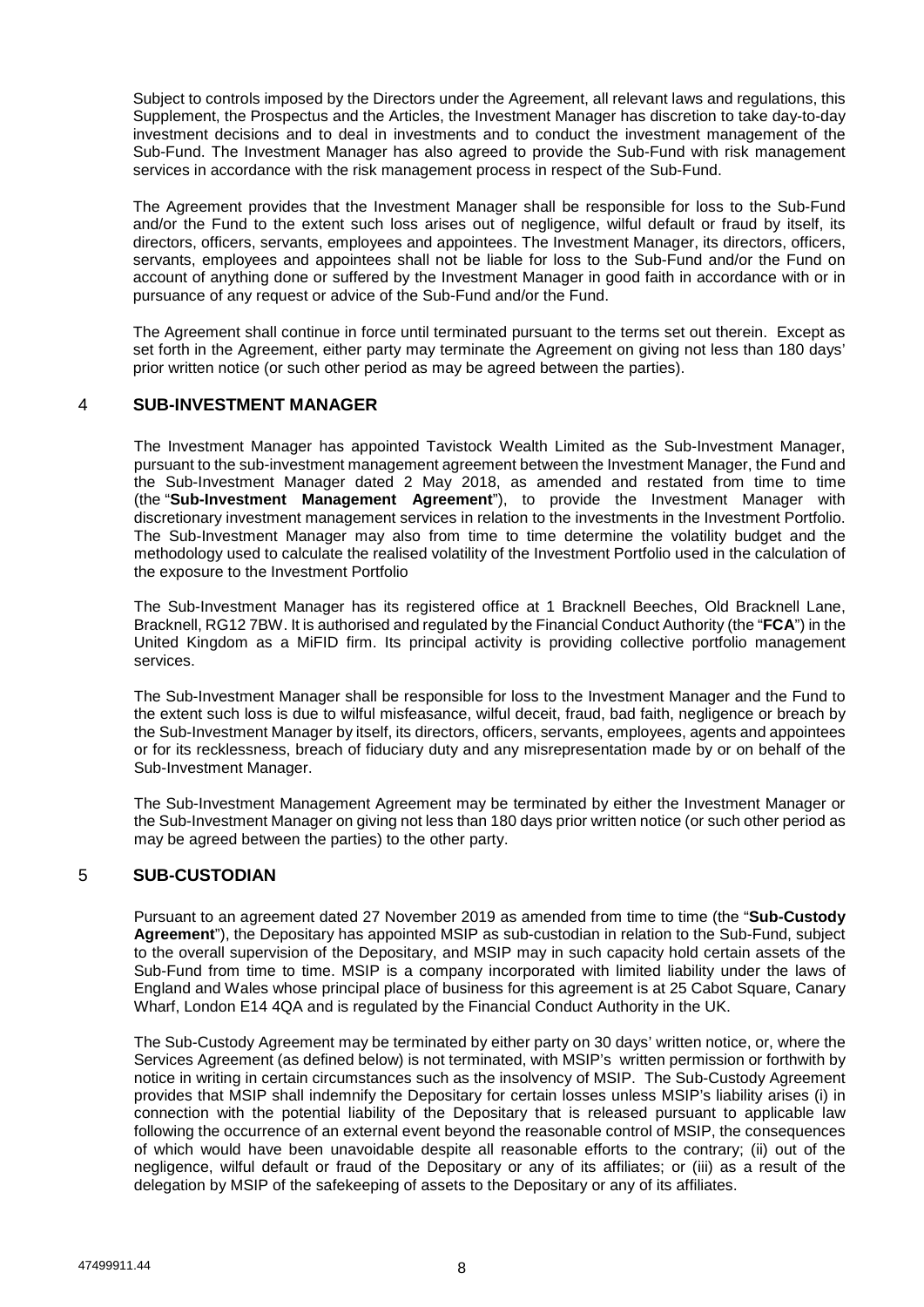Subject to controls imposed by the Directors under the Agreement, all relevant laws and regulations, this Supplement, the Prospectus and the Articles, the Investment Manager has discretion to take day-to-day investment decisions and to deal in investments and to conduct the investment management of the Sub-Fund. The Investment Manager has also agreed to provide the Sub-Fund with risk management services in accordance with the risk management process in respect of the Sub-Fund.

The Agreement provides that the Investment Manager shall be responsible for loss to the Sub-Fund and/or the Fund to the extent such loss arises out of negligence, wilful default or fraud by itself, its directors, officers, servants, employees and appointees. The Investment Manager, its directors, officers, servants, employees and appointees shall not be liable for loss to the Sub-Fund and/or the Fund on account of anything done or suffered by the Investment Manager in good faith in accordance with or in pursuance of any request or advice of the Sub-Fund and/or the Fund.

The Agreement shall continue in force until terminated pursuant to the terms set out therein. Except as set forth in the Agreement, either party may terminate the Agreement on giving not less than 180 days' prior written notice (or such other period as may be agreed between the parties).

## 4 SUB-INVESTMENT MANAGER

The Investment Manager has appointed Tavistock Wealth Limited as the Sub-Investment Manager, pursuant to the sub-investment management agreement between the Investment Manager, the Fund and the Sub-Investment Manager dated 2 May 2018, as amended and restated from time to time (the "**Sub-Investment Management Agreement**"), to provide the Investment Manager with discretionary investment management services in relation to the investments in the Investment Portfolio. The Sub-Investment Manager may also from time to time determine the volatility budget and the methodology used to calculate the realised volatility of the Investment Portfolio used in the calculation of the exposure to the Investment Portfolio

The Sub-Investment Manager has its registered office at 1 Bracknell Beeches, Old Bracknell Lane, Bracknell, RG12 7BW. It is authorised and regulated by the Financial Conduct Authority (the "**FCA**") in the United Kingdom as a MiFID firm. Its principal activity is providing collective portfolio management services.

The Sub-Investment Manager shall be responsible for loss to the Investment Manager and the Fund to the extent such loss is due to wilful misfeasance, wilful deceit, fraud, bad faith, negligence or breach by the Sub-Investment Manager by itself, its directors, officers, servants, employees, agents and appointees or for its recklessness, breach of fiduciary duty and any misrepresentation made by or on behalf of the Sub-Investment Manager.

The Sub-Investment Management Agreement may be terminated by either the Investment Manager or the Sub-Investment Manager on giving not less than 180 days prior written notice (or such other period as may be agreed between the parties) to the other party.

## 5 SUB-CUSTODIAN

Pursuant to an agreement dated 27 November 2019 as amended from time to time (the "**Sub-Custody Agreement**"), the Depositary has appointed MSIP as sub-custodian in relation to the Sub-Fund, subject to the overall supervision of the Depositary, and MSIP may in such capacity hold certain assets of the Sub-Fund from time to time. MSIP is a company incorporated with limited liability under the laws of England and Wales whose principal place of business for this agreement is at 25 Cabot Square, Canary Wharf, London E14 4QA and is regulated by the Financial Conduct Authority in the UK.

The Sub-Custody Agreement may be terminated by either party on 30 days' written notice, or, where the Services Agreement (as defined below) is not terminated, with MSIP's written permission or forthwith by notice in writing in certain circumstances such as the insolvency of MSIP. The Sub-Custody Agreement provides that MSIP shall indemnify the Depositary for certain losses unless MSIP's liability arises (i) in connection with the potential liability of the Depositary that is released pursuant to applicable law following the occurrence of an external event beyond the reasonable control of MSIP, the consequences of which would have been unavoidable despite all reasonable efforts to the contrary; (ii) out of the negligence, wilful default or fraud of the Depositary or any of its affiliates; or (iii) as a result of the delegation by MSIP of the safekeeping of assets to the Depositary or any of its affiliates.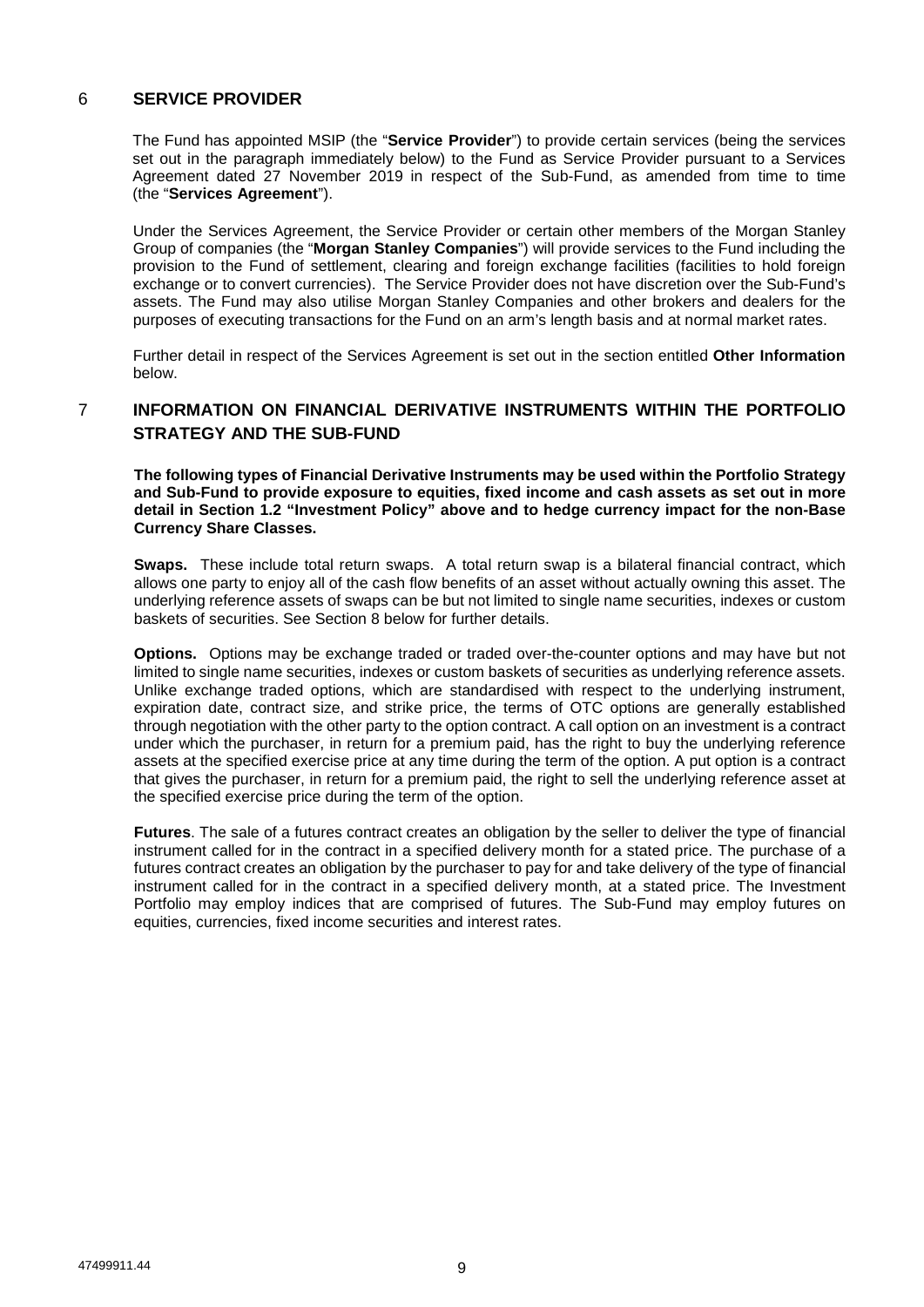## 6 SERVICE PROVIDER

The Fund has appointed MSIP (the "**Service Provider**") to provide certain services (being the services set out in the paragraph immediately below) to the Fund as Service Provider pursuant to a Services Agreement dated 27 November 2019 in respect of the Sub-Fund, as amended from time to time (the "**Services Agreement**").

Under the Services Agreement, the Service Provider or certain other members of the Morgan Stanley Group of companies (the "**Morgan Stanley Companies**") will provide services to the Fund including the provision to the Fund of settlement, clearing and foreign exchange facilities (facilities to hold foreign exchange or to convert currencies). The Service Provider does not have discretion over the Sub-Fund's assets. The Fund may also utilise Morgan Stanley Companies and other brokers and dealers for the purposes of executing transactions for the Fund on an arm's length basis and at normal market rates.

Further detail in respect of the Services Agreement is set out in the section entitled **Other Information** below.

## 7 INFORMATION ON FINANCIAL DERIVATIVE INSTRUMENTS WITHIN THE PORTFOLIO STRATEGY AND THE SUB-FUND

**The following types of Financial Derivative Instruments may be used within the Portfolio Strategy and Sub-Fund to provide exposure to equities, fixed income and cash assets as set out in more detail in Section 1.2 "Investment Policy" above and to hedge currency impact for the non-Base Currency Share Classes.**

**Swaps.** These include total return swaps. A total return swap is a bilateral financial contract, which allows one party to enjoy all of the cash flow benefits of an asset without actually owning this asset. The underlying reference assets of swaps can be but not limited to single name securities, indexes or custom baskets of securities. See Section 8 below for further details.

**Options.** Options may be exchange traded or traded over-the-counter options and may have but not limited to single name securities, indexes or custom baskets of securities as underlying reference assets. Unlike exchange traded options, which are standardised with respect to the underlying instrument, expiration date, contract size, and strike price, the terms of OTC options are generally established through negotiation with the other party to the option contract. A call option on an investment is a contract under which the purchaser, in return for a premium paid, has the right to buy the underlying reference assets at the specified exercise price at any time during the term of the option. A put option is a contract that gives the purchaser, in return for a premium paid, the right to sell the underlying reference asset at the specified exercise price during the term of the option.

**Futures**. The sale of a futures contract creates an obligation by the seller to deliver the type of financial instrument called for in the contract in a specified delivery month for a stated price. The purchase of a futures contract creates an obligation by the purchaser to pay for and take delivery of the type of financial instrument called for in the contract in a specified delivery month, at a stated price. The Investment Portfolio may employ indices that are comprised of futures. The Sub-Fund may employ futures on equities, currencies, fixed income securities and interest rates.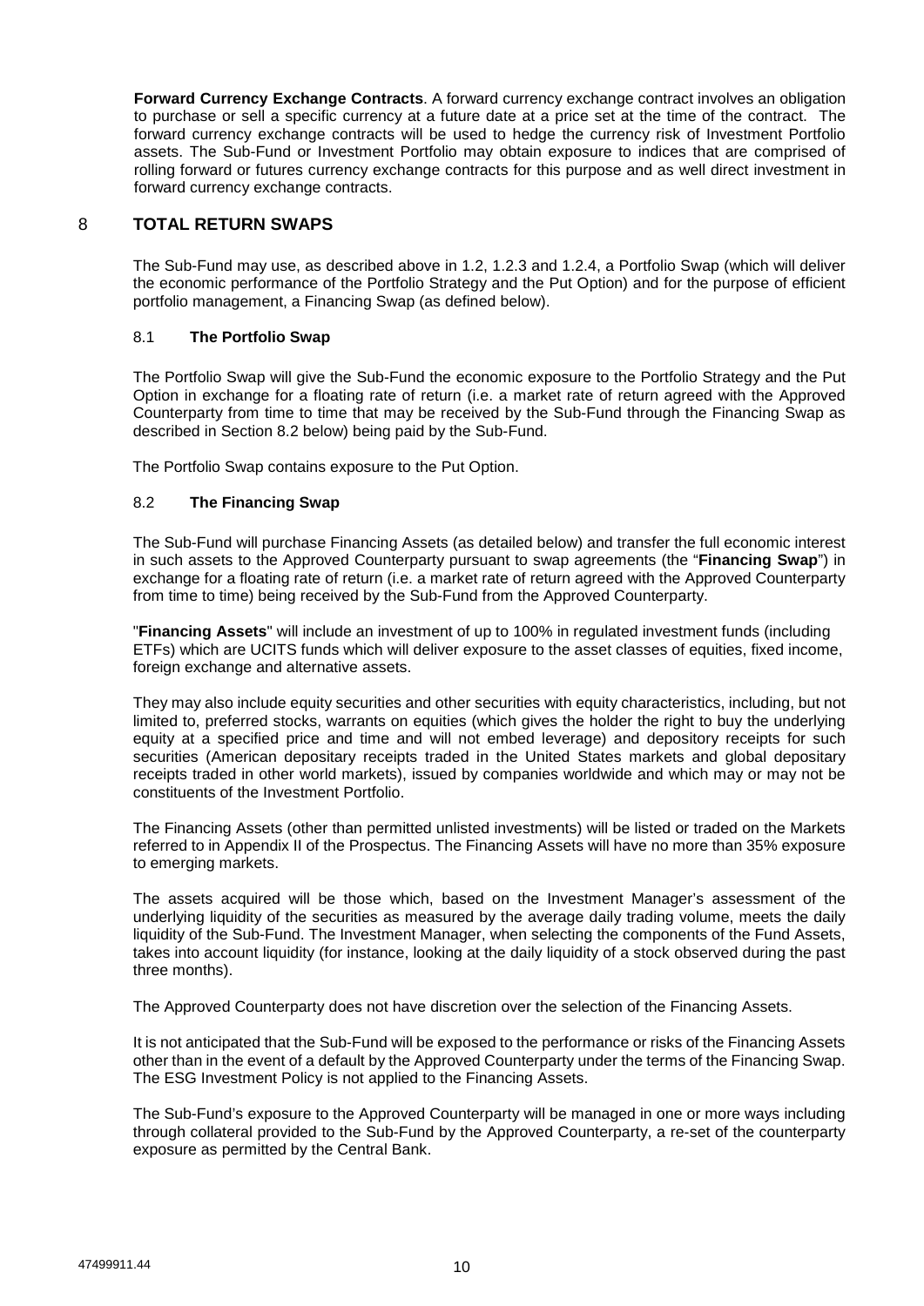**Forward Currency Exchange Contracts**. A forward currency exchange contract involves an obligation to purchase or sell a specific currency at a future date at a price set at the time of the contract. The forward currency exchange contracts will be used to hedge the currency risk of Investment Portfolio assets. The Sub-Fund or Investment Portfolio may obtain exposure to indices that are comprised of rolling forward or futures currency exchange contracts for this purpose and as well direct investment in forward currency exchange contracts.

## 8 TOTAL RETURN SWAPS

The Sub-Fund may use, as described above in 1.2, 1.2.3 and 1.2.4, a Portfolio Swap (which will deliver the economic performance of the Portfolio Strategy and the Put Option) and for the purpose of efficient portfolio management, a Financing Swap (as defined below).

### 8.1 The Portfolio Swap

The Portfolio Swap will give the Sub-Fund the economic exposure to the Portfolio Strategy and the Put Option in exchange for a floating rate of return (i.e. a market rate of return agreed with the Approved Counterparty from time to time that may be received by the Sub-Fund through the Financing Swap as described in Section 8.2 below) being paid by the Sub-Fund.

The Portfolio Swap contains exposure to the Put Option.

### 8.2 The Financing Swap

The Sub-Fund will purchase Financing Assets (as detailed below) and transfer the full economic interest in such assets to the Approved Counterparty pursuant to swap agreements (the "**Financing Swap**") in exchange for a floating rate of return (i.e. a market rate of return agreed with the Approved Counterparty from time to time) being received by the Sub-Fund from the Approved Counterparty.

"**Financing Assets**" will include an investment of up to 100% in regulated investment funds (including ETFs) which are UCITS funds which will deliver exposure to the asset classes of equities, fixed income, foreign exchange and alternative assets.

They may also include equity securities and other securities with equity characteristics, including, but not limited to, preferred stocks, warrants on equities (which gives the holder the right to buy the underlying equity at a specified price and time and will not embed leverage) and depository receipts for such securities (American depositary receipts traded in the United States markets and global depositary receipts traded in other world markets), issued by companies worldwide and which may or may not be constituents of the Investment Portfolio.

The Financing Assets (other than permitted unlisted investments) will be listed or traded on the Markets referred to in Appendix II of the Prospectus. The Financing Assets will have no more than 35% exposure to emerging markets.

The assets acquired will be those which, based on the Investment Manager's assessment of the underlying liquidity of the securities as measured by the average daily trading volume, meets the daily liquidity of the Sub-Fund. The Investment Manager, when selecting the components of the Fund Assets, takes into account liquidity (for instance, looking at the daily liquidity of a stock observed during the past three months).

The Approved Counterparty does not have discretion over the selection of the Financing Assets.

It is not anticipated that the Sub-Fund will be exposed to the performance or risks of the Financing Assets other than in the event of a default by the Approved Counterparty under the terms of the Financing Swap. The ESG Investment Policy is not applied to the Financing Assets.

The Sub-Fund's exposure to the Approved Counterparty will be managed in one or more ways including through collateral provided to the Sub-Fund by the Approved Counterparty, a re-set of the counterparty exposure as permitted by the Central Bank.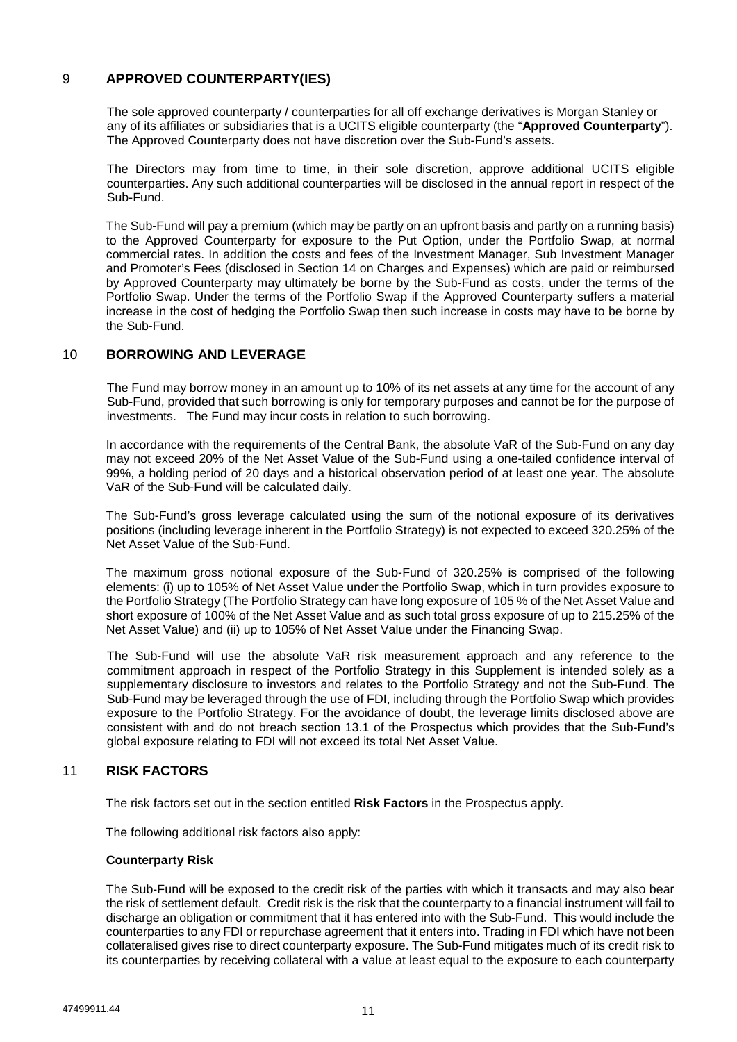## 9 APPROVED COUNTERPARTY(IES)

The sole approved counterparty / counterparties for all off exchange derivatives is Morgan Stanley or any of its affiliates or subsidiaries that is a UCITS eligible counterparty (the "**Approved Counterparty**"). The Approved Counterparty does not have discretion over the Sub-Fund's assets.

The Directors may from time to time, in their sole discretion, approve additional UCITS eligible counterparties. Any such additional counterparties will be disclosed in the annual report in respect of the Sub-Fund.

The Sub-Fund will pay a premium (which may be partly on an upfront basis and partly on a running basis) to the Approved Counterparty for exposure to the Put Option, under the Portfolio Swap, at normal commercial rates. In addition the costs and fees of the Investment Manager, Sub Investment Manager and Promoter's Fees (disclosed in Section 14 on Charges and Expenses) which are paid or reimbursed by Approved Counterparty may ultimately be borne by the Sub-Fund as costs, under the terms of the Portfolio Swap. Under the terms of the Portfolio Swap if the Approved Counterparty suffers a material increase in the cost of hedging the Portfolio Swap then such increase in costs may have to be borne by the Sub-Fund.

## 10 BORROWING AND LEVERAGE

The Fund may borrow money in an amount up to 10% of its net assets at any time for the account of any Sub-Fund, provided that such borrowing is only for temporary purposes and cannot be for the purpose of investments. The Fund may incur costs in relation to such borrowing.

In accordance with the requirements of the Central Bank, the absolute VaR of the Sub-Fund on any day may not exceed 20% of the Net Asset Value of the Sub-Fund using a one-tailed confidence interval of 99%, a holding period of 20 days and a historical observation period of at least one year. The absolute VaR of the Sub-Fund will be calculated daily.

The Sub-Fund's gross leverage calculated using the sum of the notional exposure of its derivatives positions (including leverage inherent in the Portfolio Strategy) is not expected to exceed 320.25% of the Net Asset Value of the Sub-Fund.

The maximum gross notional exposure of the Sub-Fund of 320.25% is comprised of the following elements: (i) up to 105% of Net Asset Value under the Portfolio Swap, which in turn provides exposure to the Portfolio Strategy (The Portfolio Strategy can have long exposure of 105 % of the Net Asset Value and short exposure of 100% of the Net Asset Value and as such total gross exposure of up to 215.25% of the Net Asset Value) and (ii) up to 105% of Net Asset Value under the Financing Swap.

The Sub-Fund will use the absolute VaR risk measurement approach and any reference to the commitment approach in respect of the Portfolio Strategy in this Supplement is intended solely as a supplementary disclosure to investors and relates to the Portfolio Strategy and not the Sub-Fund. The Sub-Fund may be leveraged through the use of FDI, including through the Portfolio Swap which provides exposure to the Portfolio Strategy. For the avoidance of doubt, the leverage limits disclosed above are consistent with and do not breach section 13.1 of the Prospectus which provides that the Sub-Fund's global exposure relating to FDI will not exceed its total Net Asset Value.

## 11 RISK FACTORS

The risk factors set out in the section entitled **Risk Factors** in the Prospectus apply.

The following additional risk factors also apply:

**Counterparty Risk**

The Sub-Fund will be exposed to the credit risk of the parties with which it transacts and may also bear the risk of settlement default. Credit risk is the risk that the counterparty to a financial instrument will fail to discharge an obligation or commitment that it has entered into with the Sub-Fund. This would include the counterparties to any FDI or repurchase agreement that it enters into. Trading in FDI which have not been collateralised gives rise to direct counterparty exposure. The Sub-Fund mitigates much of its credit risk to its counterparties by receiving collateral with a value at least equal to the exposure to each counterparty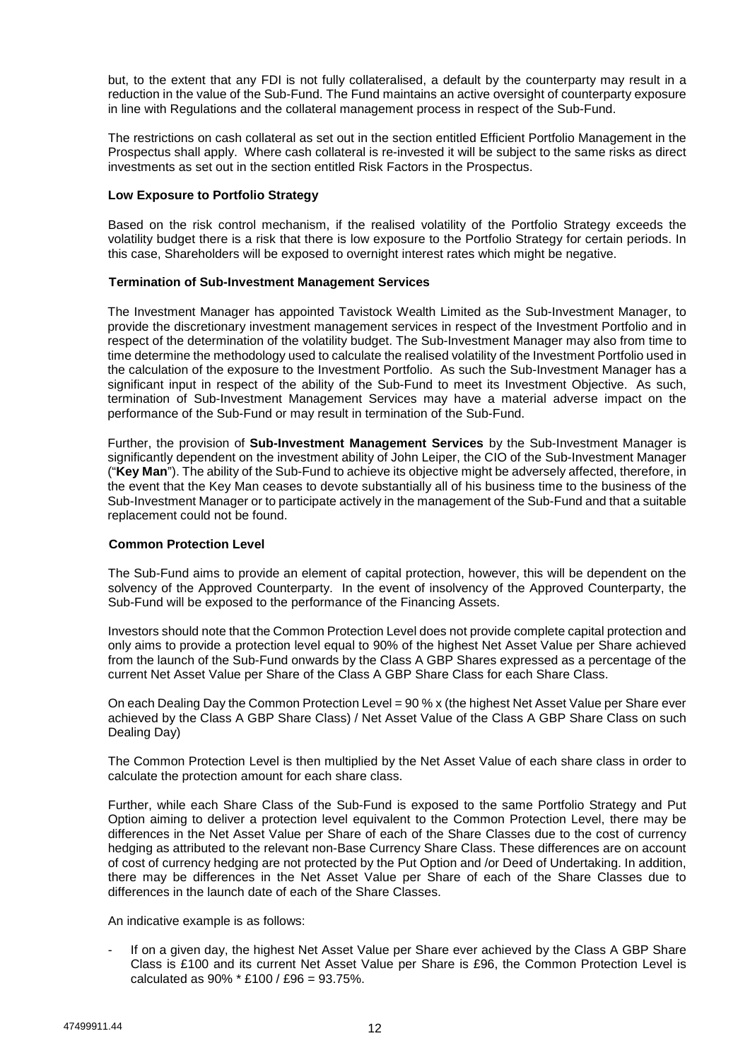but, to the extent that any FDI is not fully collateralised, a default by the counterparty may result in a reduction in the value of the Sub-Fund. The Fund maintains an active oversight of counterparty exposure in line with Regulations and the collateral management process in respect of the Sub-Fund.

The restrictions on cash collateral as set out in the section entitled Efficient Portfolio Management in the Prospectus shall apply. Where cash collateral is re-invested it will be subject to the same risks as direct investments as set out in the section entitled Risk Factors in the Prospectus.

**Low Exposure to Portfolio Strategy**

Based on the risk control mechanism, if the realised volatility of the Portfolio Strategy exceeds the volatility budget there is a risk that there is low exposure to the Portfolio Strategy for certain periods. In this case, Shareholders will be exposed to overnight interest rates which might be negative.

**Termination of Sub-Investment Management Services**

The Investment Manager has appointed Tavistock Wealth Limited as the Sub-Investment Manager, to provide the discretionary investment management services in respect of the Investment Portfolio and in respect of the determination of the volatility budget. The Sub-Investment Manager may also from time to time determine the methodology used to calculate the realised volatility of the Investment Portfolio used in the calculation of the exposure to the Investment Portfolio. As such the Sub-Investment Manager has a significant input in respect of the ability of the Sub-Fund to meet its Investment Objective. As such, termination of Sub-Investment Management Services may have a material adverse impact on the performance of the Sub-Fund or may result in termination of the Sub-Fund.

Further, the provision of **Sub-Investment Management Services** by the Sub-Investment Manager is significantly dependent on the investment ability of John Leiper, the CIO of the Sub-Investment Manager ("**Key Man**"). The ability of the Sub-Fund to achieve its objective might be adversely affected, therefore, in the event that the Key Man ceases to devote substantially all of his business time to the business of the Sub-Investment Manager or to participate actively in the management of the Sub-Fund and that a suitable replacement could not be found.

**Common Protection Level**

The Sub-Fund aims to provide an element of capital protection, however, this will be dependent on the solvency of the Approved Counterparty. In the event of insolvency of the Approved Counterparty, the Sub-Fund will be exposed to the performance of the Financing Assets.

Investors should note that the Common Protection Level does not provide complete capital protection and only aims to provide a protection level equal to 90% of the highest Net Asset Value per Share achieved from the launch of the Sub-Fund onwards by the Class A GBP Shares expressed as a percentage of the current Net Asset Value per Share of the Class A GBP Share Class for each Share Class.

On each Dealing Day the Common Protection Level = 90 % x (the highest Net Asset Value per Share ever achieved by the Class A GBP Share Class) / Net Asset Value of the Class A GBP Share Class on such Dealing Day)

The Common Protection Level is then multiplied by the Net Asset Value of each share class in order to calculate the protection amount for each share class.

Further, while each Share Class of the Sub-Fund is exposed to the same Portfolio Strategy and Put Option aiming to deliver a protection level equivalent to the Common Protection Level, there may be differences in the Net Asset Value per Share of each of the Share Classes due to the cost of currency hedging as attributed to the relevant non-Base Currency Share Class. These differences are on account of cost of currency hedging are not protected by the Put Option and /or Deed of Undertaking. In addition, there may be differences in the Net Asset Value per Share of each of the Share Classes due to differences in the launch date of each of the Share Classes.

An indicative example is as follows:

- If on a given day, the highest Net Asset Value per Share ever achieved by the Class A GBP Share Class is £100 and its current Net Asset Value per Share is £96, the Common Protection Level is calculated as 90% * £100 / £96 = 93.75%.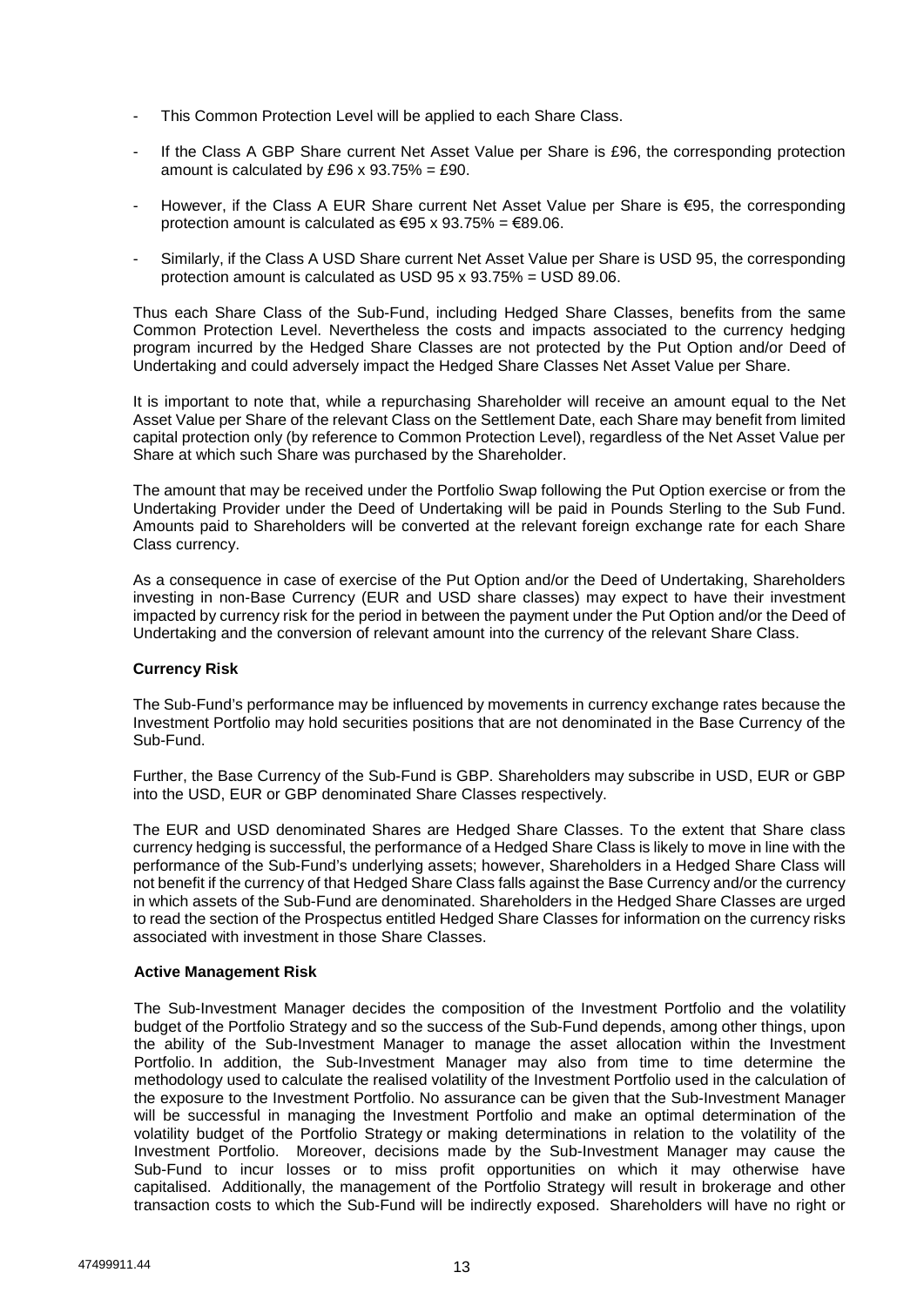- This Common Protection Level will be applied to each Share Class.
- If the Class A GBP Share current Net Asset Value per Share is £96, the corresponding protection amount is calculated by £96 x 93.75% = £90.
- However, if the Class A EUR Share current Net Asset Value per Share is €95, the corresponding protection amount is calculated as €95 x 93.75% = €89.06.
- Similarly, if the Class A USD Share current Net Asset Value per Share is USD 95, the corresponding protection amount is calculated as USD 95 x 93.75% = USD 89.06.

Thus each Share Class of the Sub-Fund, including Hedged Share Classes, benefits from the same Common Protection Level. Nevertheless the costs and impacts associated to the currency hedging program incurred by the Hedged Share Classes are not protected by the Put Option and/or Deed of Undertaking and could adversely impact the Hedged Share Classes Net Asset Value per Share.

It is important to note that, while a repurchasing Shareholder will receive an amount equal to the Net Asset Value per Share of the relevant Class on the Settlement Date, each Share may benefit from limited capital protection only (by reference to Common Protection Level), regardless of the Net Asset Value per Share at which such Share was purchased by the Shareholder.

The amount that may be received under the Portfolio Swap following the Put Option exercise or from the Undertaking Provider under the Deed of Undertaking will be paid in Pounds Sterling to the Sub Fund. Amounts paid to Shareholders will be converted at the relevant foreign exchange rate for each Share Class currency.

As a consequence in case of exercise of the Put Option and/or the Deed of Undertaking, Shareholders investing in non-Base Currency (EUR and USD share classes) may expect to have their investment impacted by currency risk for the period in between the payment under the Put Option and/or the Deed of Undertaking and the conversion of relevant amount into the currency of the relevant Share Class.

**Currency Risk**

The Sub-Fund's performance may be influenced by movements in currency exchange rates because the Investment Portfolio may hold securities positions that are not denominated in the Base Currency of the Sub-Fund.

Further, the Base Currency of the Sub-Fund is GBP. Shareholders may subscribe in USD, EUR or GBP into the USD, EUR or GBP denominated Share Classes respectively.

The EUR and USD denominated Shares are Hedged Share Classes. To the extent that Share class currency hedging is successful, the performance of a Hedged Share Class is likely to move in line with the performance of the Sub-Fund's underlying assets; however, Shareholders in a Hedged Share Class will not benefit if the currency of that Hedged Share Class falls against the Base Currency and/or the currency in which assets of the Sub-Fund are denominated. Shareholders in the Hedged Share Classes are urged to read the section of the Prospectus entitled Hedged Share Classes for information on the currency risks associated with investment in those Share Classes.

**Active Management Risk**

The Sub-Investment Manager decides the composition of the Investment Portfolio and the volatility budget of the Portfolio Strategy and so the success of the Sub-Fund depends, among other things, upon the ability of the Sub-Investment Manager to manage the asset allocation within the Investment Portfolio. In addition, the Sub-Investment Manager may also from time to time determine the methodology used to calculate the realised volatility of the Investment Portfolio used in the calculation of the exposure to the Investment Portfolio. No assurance can be given that the Sub-Investment Manager will be successful in managing the Investment Portfolio and make an optimal determination of the volatility budget of the Portfolio Strategy or making determinations in relation to the volatility of the Investment Portfolio. Moreover, decisions made by the Sub-Investment Manager may cause the Sub-Fund to incur losses or to miss profit opportunities on which it may otherwise have capitalised. Additionally, the management of the Portfolio Strategy will result in brokerage and other transaction costs to which the Sub-Fund will be indirectly exposed. Shareholders will have no right or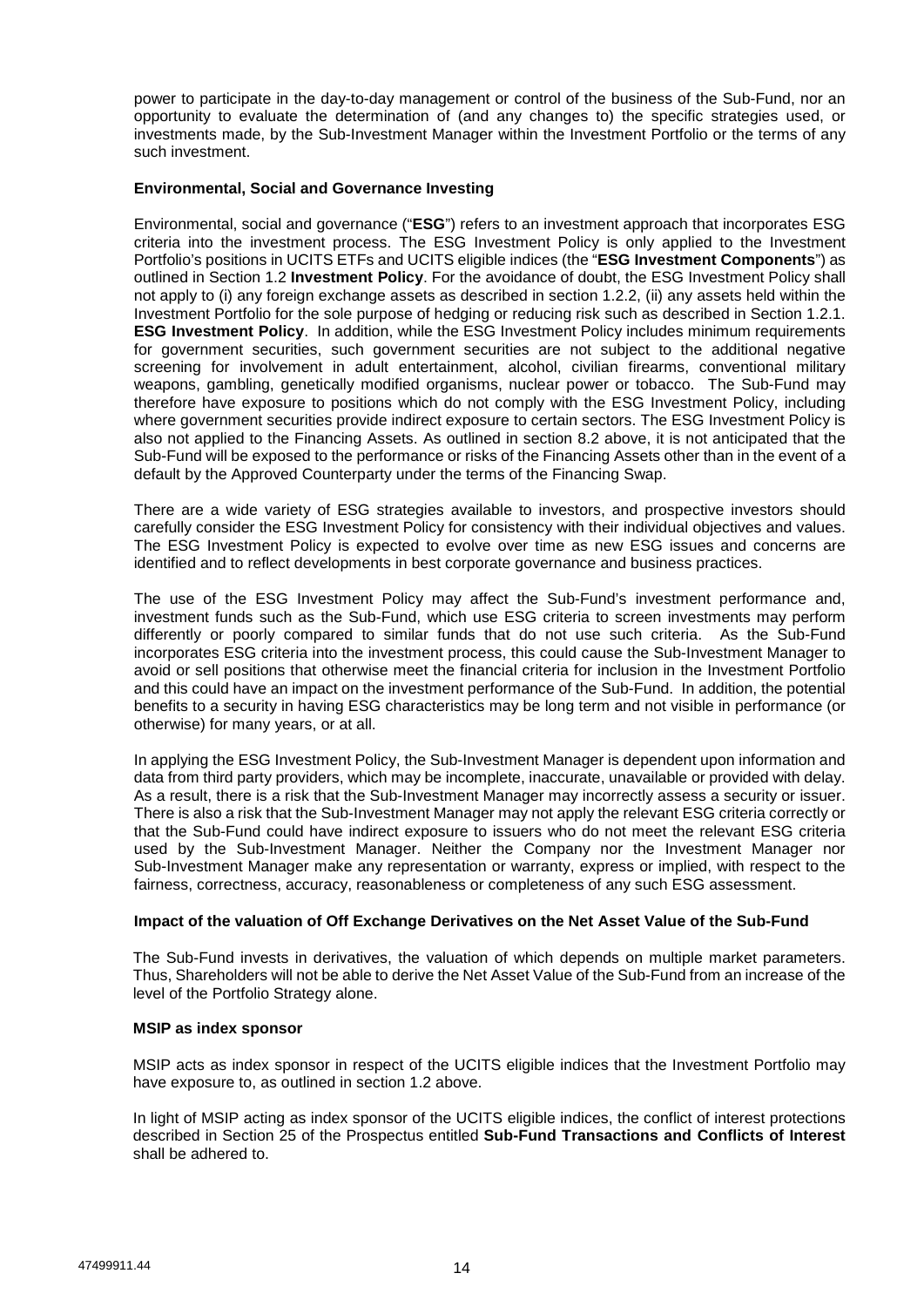power to participate in the day-to-day management or control of the business of the Sub-Fund, nor an opportunity to evaluate the determination of (and any changes to) the specific strategies used, or investments made, by the Sub-Investment Manager within the Investment Portfolio or the terms of any such investment.

**Environmental, Social and Governance Investing**

Environmental, social and governance ("**ESG**") refers to an investment approach that incorporates ESG criteria into the investment process. The ESG Investment Policy is only applied to the Investment Portfolio's positions in UCITS ETFs and UCITS eligible indices (the "**ESG Investment Components**") as outlined in Section 1.2 **Investment Policy**. For the avoidance of doubt, the ESG Investment Policy shall not apply to (i) any foreign exchange assets as described in section 1.2.2, (ii) any assets held within the Investment Portfolio for the sole purpose of hedging or reducing risk such as described in Section 1.2.1. **ESG Investment Policy**. In addition, while the ESG Investment Policy includes minimum requirements for government securities, such government securities are not subject to the additional negative screening for involvement in adult entertainment, alcohol, civilian firearms, conventional military weapons, gambling, genetically modified organisms, nuclear power or tobacco. The Sub-Fund may therefore have exposure to positions which do not comply with the ESG Investment Policy, including where government securities provide indirect exposure to certain sectors. The ESG Investment Policy is also not applied to the Financing Assets. As outlined in section 8.2 above, it is not anticipated that the Sub-Fund will be exposed to the performance or risks of the Financing Assets other than in the event of a default by the Approved Counterparty under the terms of the Financing Swap.

There are a wide variety of ESG strategies available to investors, and prospective investors should carefully consider the ESG Investment Policy for consistency with their individual objectives and values. The ESG Investment Policy is expected to evolve over time as new ESG issues and concerns are identified and to reflect developments in best corporate governance and business practices.

The use of the ESG Investment Policy may affect the Sub-Fund's investment performance and, investment funds such as the Sub-Fund, which use ESG criteria to screen investments may perform differently or poorly compared to similar funds that do not use such criteria. As the Sub-Fund incorporates ESG criteria into the investment process, this could cause the Sub-Investment Manager to avoid or sell positions that otherwise meet the financial criteria for inclusion in the Investment Portfolio and this could have an impact on the investment performance of the Sub-Fund. In addition, the potential benefits to a security in having ESG characteristics may be long term and not visible in performance (or otherwise) for many years, or at all.

In applying the ESG Investment Policy, the Sub-Investment Manager is dependent upon information and data from third party providers, which may be incomplete, inaccurate, unavailable or provided with delay. As a result, there is a risk that the Sub-Investment Manager may incorrectly assess a security or issuer. There is also a risk that the Sub-Investment Manager may not apply the relevant ESG criteria correctly or that the Sub-Fund could have indirect exposure to issuers who do not meet the relevant ESG criteria used by the Sub-Investment Manager. Neither the Company nor the Investment Manager nor Sub-Investment Manager make any representation or warranty, express or implied, with respect to the fairness, correctness, accuracy, reasonableness or completeness of any such ESG assessment.

**Impact of the valuation of Off Exchange Derivatives on the Net Asset Value of the Sub-Fund**

The Sub-Fund invests in derivatives, the valuation of which depends on multiple market parameters. Thus, Shareholders will not be able to derive the Net Asset Value of the Sub-Fund from an increase of the level of the Portfolio Strategy alone.

**MSIP as index sponsor**

MSIP acts as index sponsor in respect of the UCITS eligible indices that the Investment Portfolio may have exposure to, as outlined in section 1.2 above.

In light of MSIP acting as index sponsor of the UCITS eligible indices, the conflict of interest protections described in Section 25 of the Prospectus entitled **Sub-Fund Transactions and Conflicts of Interest** shall be adhered to.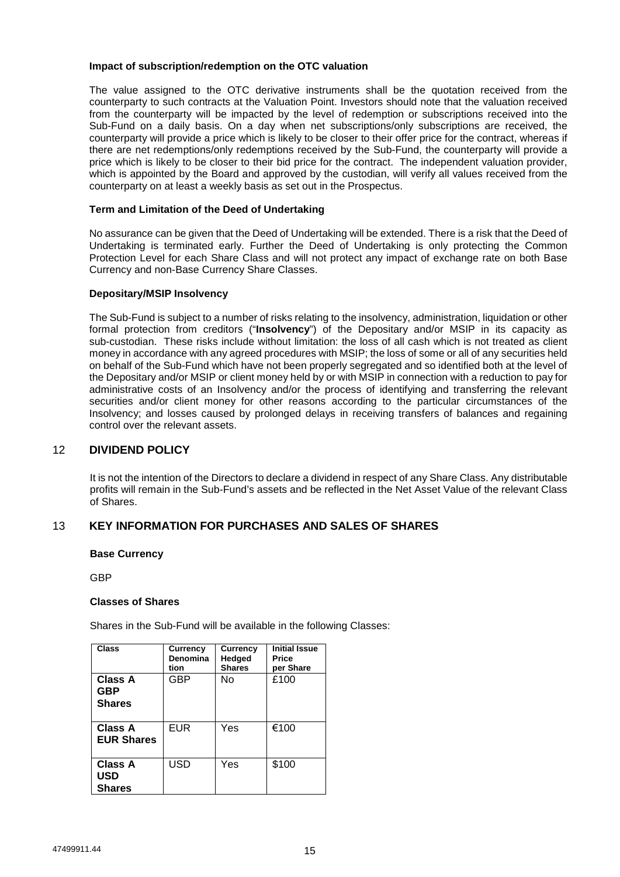**Impact of subscription/redemption on the OTC valuation**

The value assigned to the OTC derivative instruments shall be the quotation received from the counterparty to such contracts at the Valuation Point. Investors should note that the valuation received from the counterparty will be impacted by the level of redemption or subscriptions received into the Sub-Fund on a daily basis. On a day when net subscriptions/only subscriptions are received, the counterparty will provide a price which is likely to be closer to their offer price for the contract, whereas if there are net redemptions/only redemptions received by the Sub-Fund, the counterparty will provide a price which is likely to be closer to their bid price for the contract. The independent valuation provider, which is appointed by the Board and approved by the custodian, will verify all values received from the counterparty on at least a weekly basis as set out in the Prospectus.

**Term and Limitation of the Deed of Undertaking**

No assurance can be given that the Deed of Undertaking will be extended. There is a risk that the Deed of Undertaking is terminated early. Further the Deed of Undertaking is only protecting the Common Protection Level for each Share Class and will not protect any impact of exchange rate on both Base Currency and non-Base Currency Share Classes.

**Depositary/MSIP Insolvency**

The Sub-Fund is subject to a number of risks relating to the insolvency, administration, liquidation or other formal protection from creditors ("**Insolvency**") of the Depositary and/or MSIP in its capacity as sub-custodian. These risks include without limitation: the loss of all cash which is not treated as client money in accordance with any agreed procedures with MSIP; the loss of some or all of any securities held on behalf of the Sub-Fund which have not been properly segregated and so identified both at the level of the Depositary and/or MSIP or client money held by or with MSIP in connection with a reduction to pay for administrative costs of an Insolvency and/or the process of identifying and transferring the relevant securities and/or client money for other reasons according to the particular circumstances of the Insolvency; and losses caused by prolonged delays in receiving transfers of balances and regaining control over the relevant assets.

## 12 DIVIDEND POLICY

It is not the intention of the Directors to declare a dividend in respect of any Share Class. Any distributable profits will remain in the Sub-Fund's assets and be reflected in the Net Asset Value of the relevant Class of Shares.

## 13 KEY INFORMATION FOR PURCHASES AND SALES OF SHARES

**Base Currency**

GBP

**Classes of Shares**

Shares in the Sub-Fund will be available in the following Classes:

| Class | Currency Denomination | Currency Hedged Shares | Initial Issue Price per Share |
|---|---|---|---|
| **Class A GBP Shares** | GBP | No | £100 |
| **Class A EUR Shares** | EUR | Yes | €100 |
| **Class A USD Shares** | USD | Yes | $100 |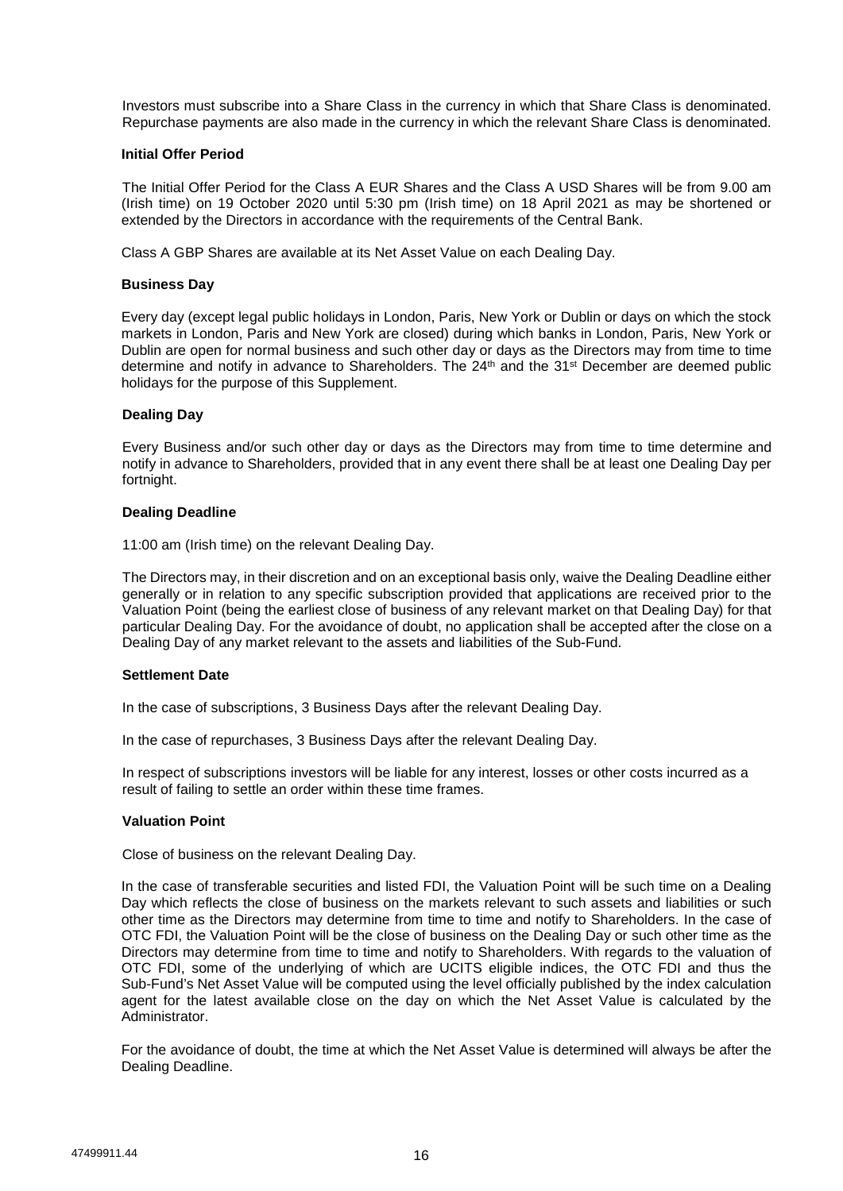Investors must subscribe into a Share Class in the currency in which that Share Class is denominated. Repurchase payments are also made in the currency in which the relevant Share Class is denominated.

### Initial Offer Period

The Initial Offer Period for the Class A EUR Shares and the Class A USD Shares will be from 9.00 am (Irish time) on 19 October 2020 until 5:30 pm (Irish time) on 18 April 2021 as may be shortened or extended by the Directors in accordance with the requirements of the Central Bank.

Class A GBP Shares are available at its Net Asset Value on each Dealing Day.

### Business Day

Every day (except legal public holidays in London, Paris, New York or Dublin or days on which the stock markets in London, Paris and New York are closed) during which banks in London, Paris, New York or Dublin are open for normal business and such other day or days as the Directors may from time to time determine and notify in advance to Shareholders. The 24th and the 31st December are deemed public holidays for the purpose of this Supplement.

### Dealing Day

Every Business and/or such other day or days as the Directors may from time to time determine and notify in advance to Shareholders, provided that in any event there shall be at least one Dealing Day per fortnight.

### Dealing Deadline

11:00 am (Irish time) on the relevant Dealing Day.

The Directors may, in their discretion and on an exceptional basis only, waive the Dealing Deadline either generally or in relation to any specific subscription provided that applications are received prior to the Valuation Point (being the earliest close of business of any relevant market on that Dealing Day) for that particular Dealing Day. For the avoidance of doubt, no application shall be accepted after the close on a Dealing Day of any market relevant to the assets and liabilities of the Sub-Fund.

### Settlement Date

In the case of subscriptions, 3 Business Days after the relevant Dealing Day.

In the case of repurchases, 3 Business Days after the relevant Dealing Day.

In respect of subscriptions investors will be liable for any interest, losses or other costs incurred as a result of failing to settle an order within these time frames.

### Valuation Point

Close of business on the relevant Dealing Day.

In the case of transferable securities and listed FDI, the Valuation Point will be such time on a Dealing Day which reflects the close of business on the markets relevant to such assets and liabilities or such other time as the Directors may determine from time to time and notify to Shareholders. In the case of OTC FDI, the Valuation Point will be the close of business on the Dealing Day or such other time as the Directors may determine from time to time and notify to Shareholders. With regards to the valuation of OTC FDI, some of the underlying of which are UCITS eligible indices, the OTC FDI and thus the Sub-Fund's Net Asset Value will be computed using the level officially published by the index calculation agent for the latest available close on the day on which the Net Asset Value is calculated by the Administrator.

For the avoidance of doubt, the time at which the Net Asset Value is determined will always be after the Dealing Deadline.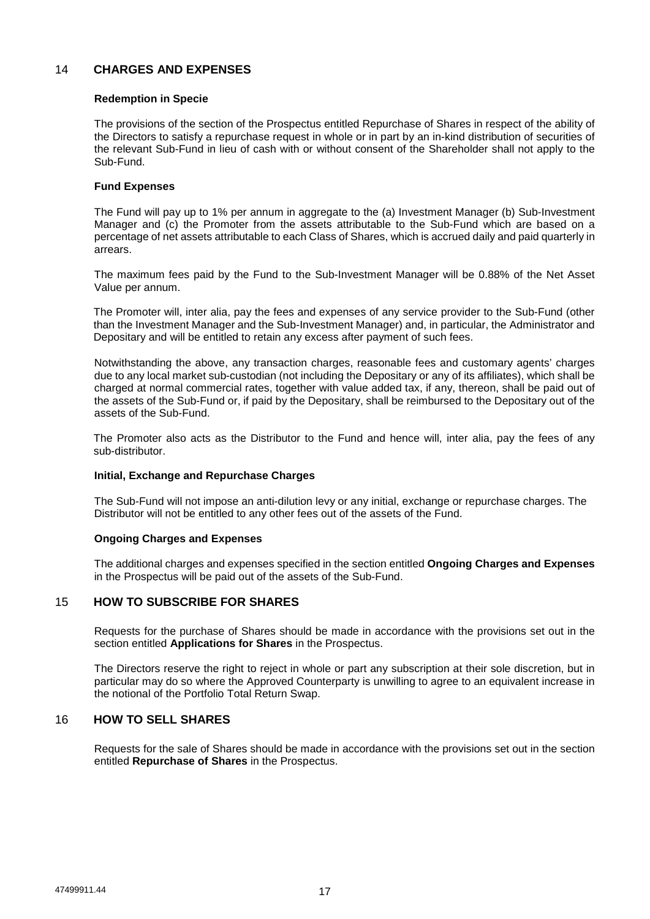## 14 CHARGES AND EXPENSES

### Redemption in Specie

The provisions of the section of the Prospectus entitled Repurchase of Shares in respect of the ability of the Directors to satisfy a repurchase request in whole or in part by an in-kind distribution of securities of the relevant Sub-Fund in lieu of cash with or without consent of the Shareholder shall not apply to the Sub-Fund.

### Fund Expenses

The Fund will pay up to 1% per annum in aggregate to the (a) Investment Manager (b) Sub-Investment Manager and (c) the Promoter from the assets attributable to the Sub-Fund which are based on a percentage of net assets attributable to each Class of Shares, which is accrued daily and paid quarterly in arrears.

The maximum fees paid by the Fund to the Sub-Investment Manager will be 0.88% of the Net Asset Value per annum.

The Promoter will, inter alia, pay the fees and expenses of any service provider to the Sub-Fund (other than the Investment Manager and the Sub-Investment Manager) and, in particular, the Administrator and Depositary and will be entitled to retain any excess after payment of such fees.

Notwithstanding the above, any transaction charges, reasonable fees and customary agents' charges due to any local market sub-custodian (not including the Depositary or any of its affiliates), which shall be charged at normal commercial rates, together with value added tax, if any, thereon, shall be paid out of the assets of the Sub-Fund or, if paid by the Depositary, shall be reimbursed to the Depositary out of the assets of the Sub-Fund.

The Promoter also acts as the Distributor to the Fund and hence will, inter alia, pay the fees of any sub-distributor.

### Initial, Exchange and Repurchase Charges

The Sub-Fund will not impose an anti-dilution levy or any initial, exchange or repurchase charges. The Distributor will not be entitled to any other fees out of the assets of the Fund.

### Ongoing Charges and Expenses

The additional charges and expenses specified in the section entitled **Ongoing Charges and Expenses** in the Prospectus will be paid out of the assets of the Sub-Fund.

## 15 HOW TO SUBSCRIBE FOR SHARES

Requests for the purchase of Shares should be made in accordance with the provisions set out in the section entitled **Applications for Shares** in the Prospectus.

The Directors reserve the right to reject in whole or part any subscription at their sole discretion, but in particular may do so where the Approved Counterparty is unwilling to agree to an equivalent increase in the notional of the Portfolio Total Return Swap.

## 16 HOW TO SELL SHARES

Requests for the sale of Shares should be made in accordance with the provisions set out in the section entitled **Repurchase of Shares** in the Prospectus.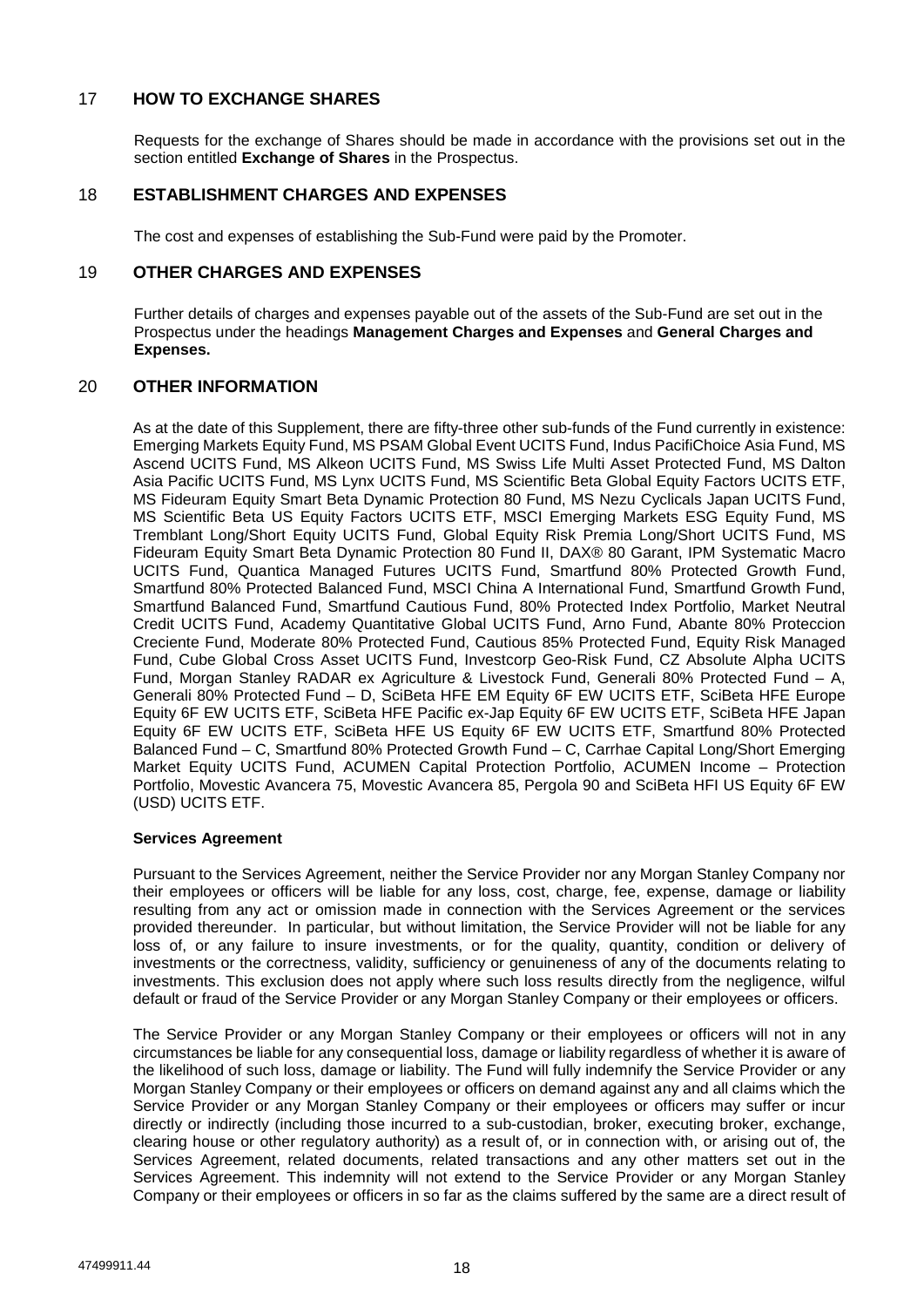## 17 HOW TO EXCHANGE SHARES

Requests for the exchange of Shares should be made in accordance with the provisions set out in the section entitled **Exchange of Shares** in the Prospectus.

## 18 ESTABLISHMENT CHARGES AND EXPENSES

The cost and expenses of establishing the Sub-Fund were paid by the Promoter.

## 19 OTHER CHARGES AND EXPENSES

Further details of charges and expenses payable out of the assets of the Sub-Fund are set out in the Prospectus under the headings **Management Charges and Expenses** and **General Charges and Expenses.**

## 20 OTHER INFORMATION

As at the date of this Supplement, there are fifty-three other sub-funds of the Fund currently in existence: Emerging Markets Equity Fund, MS PSAM Global Event UCITS Fund, Indus PacifiChoice Asia Fund, MS Ascend UCITS Fund, MS Alkeon UCITS Fund, MS Swiss Life Multi Asset Protected Fund, MS Dalton Asia Pacific UCITS Fund, MS Lynx UCITS Fund, MS Scientific Beta Global Equity Factors UCITS ETF, MS Fideuram Equity Smart Beta Dynamic Protection 80 Fund, MS Nezu Cyclicals Japan UCITS Fund, MS Scientific Beta US Equity Factors UCITS ETF, MSCI Emerging Markets ESG Equity Fund, MS Tremblant Long/Short Equity UCITS Fund, Global Equity Risk Premia Long/Short UCITS Fund, MS Fideuram Equity Smart Beta Dynamic Protection 80 Fund II, DAX® 80 Garant, IPM Systematic Macro UCITS Fund, Quantica Managed Futures UCITS Fund, Smartfund 80% Protected Growth Fund, Smartfund 80% Protected Balanced Fund, MSCI China A International Fund, Smartfund Growth Fund, Smartfund Balanced Fund, Smartfund Cautious Fund, 80% Protected Index Portfolio, Market Neutral Credit UCITS Fund, Academy Quantitative Global UCITS Fund, Arno Fund, Abante 80% Proteccion Creciente Fund, Moderate 80% Protected Fund, Cautious 85% Protected Fund, Equity Risk Managed Fund, Cube Global Cross Asset UCITS Fund, Investcorp Geo-Risk Fund, CZ Absolute Alpha UCITS Fund, Morgan Stanley RADAR ex Agriculture & Livestock Fund, Generali 80% Protected Fund – A, Generali 80% Protected Fund – D, SciBeta HFE EM Equity 6F EW UCITS ETF, SciBeta HFE Europe Equity 6F EW UCITS ETF, SciBeta HFE Pacific ex-Jap Equity 6F EW UCITS ETF, SciBeta HFE Japan Equity 6F EW UCITS ETF, SciBeta HFE US Equity 6F EW UCITS ETF, Smartfund 80% Protected Balanced Fund – C, Smartfund 80% Protected Growth Fund – C, Carrhae Capital Long/Short Emerging Market Equity UCITS Fund, ACUMEN Capital Protection Portfolio, ACUMEN Income – Protection Portfolio, Movestic Avancera 75, Movestic Avancera 85, Pergola 90 and SciBeta HFI US Equity 6F EW (USD) UCITS ETF.

**Services Agreement**

Pursuant to the Services Agreement, neither the Service Provider nor any Morgan Stanley Company nor their employees or officers will be liable for any loss, cost, charge, fee, expense, damage or liability resulting from any act or omission made in connection with the Services Agreement or the services provided thereunder. In particular, but without limitation, the Service Provider will not be liable for any loss of, or any failure to insure investments, or for the quality, quantity, condition or delivery of investments or the correctness, validity, sufficiency or genuineness of any of the documents relating to investments. This exclusion does not apply where such loss results directly from the negligence, wilful default or fraud of the Service Provider or any Morgan Stanley Company or their employees or officers.

The Service Provider or any Morgan Stanley Company or their employees or officers will not in any circumstances be liable for any consequential loss, damage or liability regardless of whether it is aware of the likelihood of such loss, damage or liability. The Fund will fully indemnify the Service Provider or any Morgan Stanley Company or their employees or officers on demand against any and all claims which the Service Provider or any Morgan Stanley Company or their employees or officers may suffer or incur directly or indirectly (including those incurred to a sub-custodian, broker, executing broker, exchange, clearing house or other regulatory authority) as a result of, or in connection with, or arising out of, the Services Agreement, related documents, related transactions and any other matters set out in the Services Agreement. This indemnity will not extend to the Service Provider or any Morgan Stanley Company or their employees or officers in so far as the claims suffered by the same are a direct result of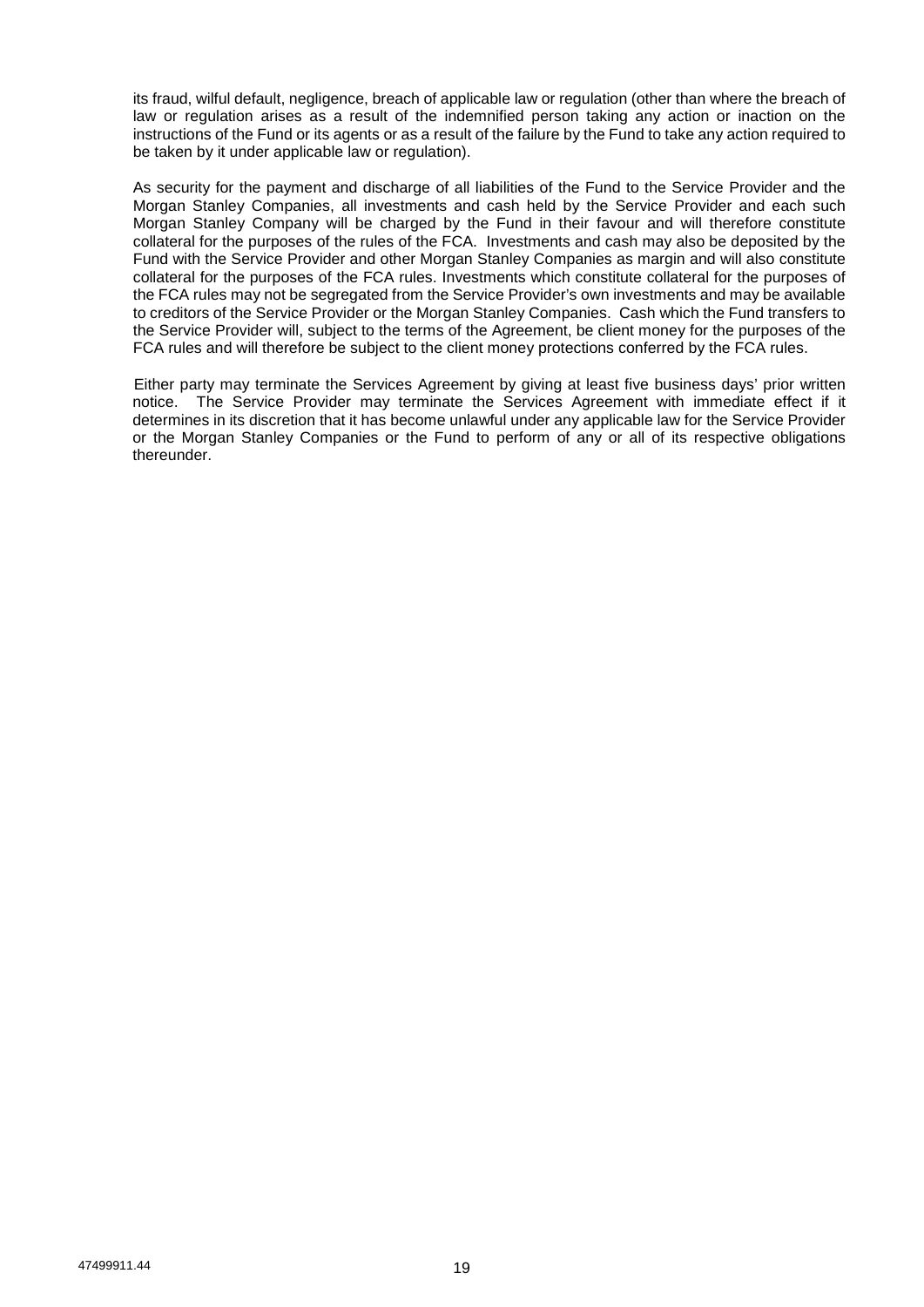its fraud, wilful default, negligence, breach of applicable law or regulation (other than where the breach of law or regulation arises as a result of the indemnified person taking any action or inaction on the instructions of the Fund or its agents or as a result of the failure by the Fund to take any action required to be taken by it under applicable law or regulation).

As security for the payment and discharge of all liabilities of the Fund to the Service Provider and the Morgan Stanley Companies, all investments and cash held by the Service Provider and each such Morgan Stanley Company will be charged by the Fund in their favour and will therefore constitute collateral for the purposes of the rules of the FCA. Investments and cash may also be deposited by the Fund with the Service Provider and other Morgan Stanley Companies as margin and will also constitute collateral for the purposes of the FCA rules. Investments which constitute collateral for the purposes of the FCA rules may not be segregated from the Service Provider's own investments and may be available to creditors of the Service Provider or the Morgan Stanley Companies. Cash which the Fund transfers to the Service Provider will, subject to the terms of the Agreement, be client money for the purposes of the FCA rules and will therefore be subject to the client money protections conferred by the FCA rules.

Either party may terminate the Services Agreement by giving at least five business days' prior written notice. The Service Provider may terminate the Services Agreement with immediate effect if it determines in its discretion that it has become unlawful under any applicable law for the Service Provider or the Morgan Stanley Companies or the Fund to perform of any or all of its respective obligations thereunder.